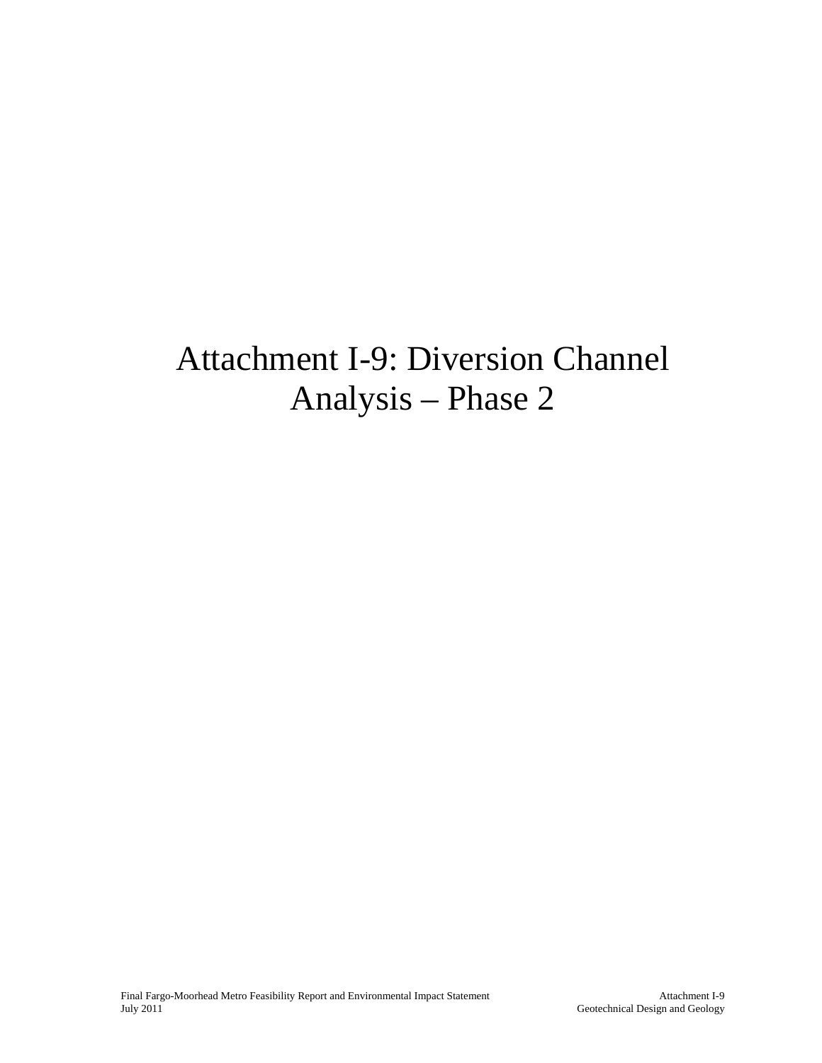# Attachment I-9: Diversion Channel Analysis – Phase 2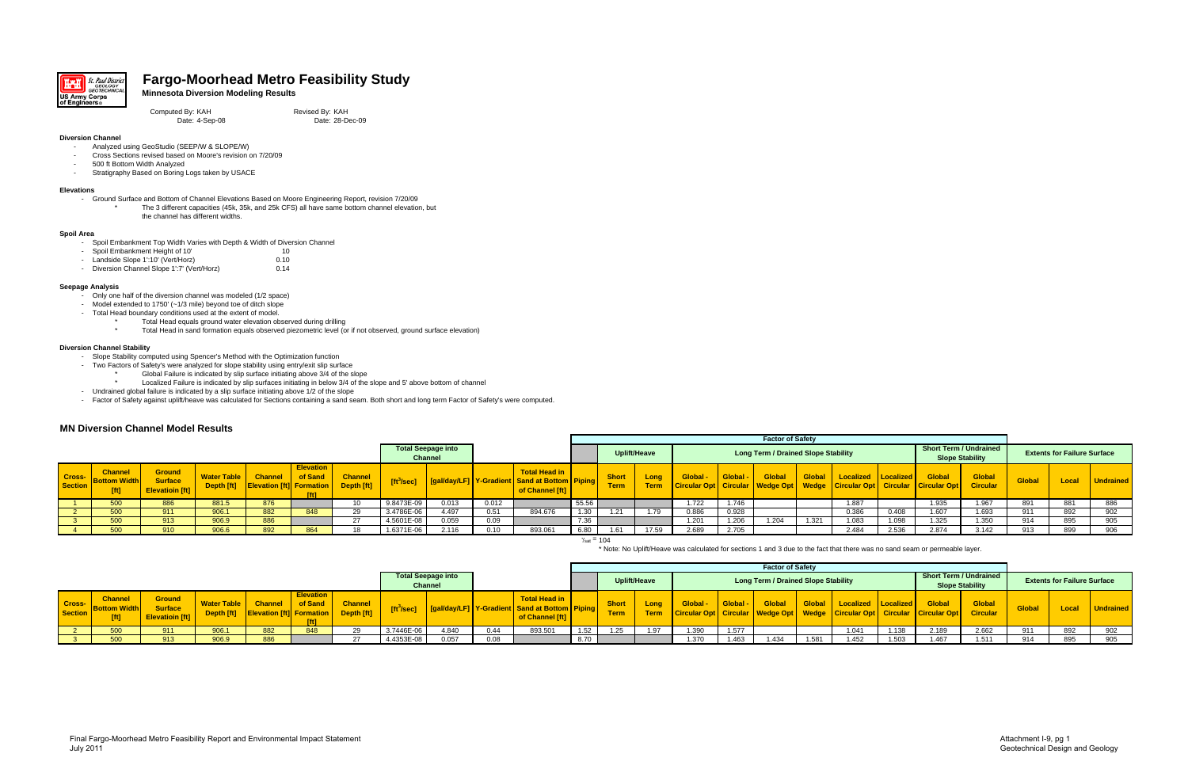# Fargo-Moorhead Metro Feasibility Study

**Minnesota Diversion Modeling Results**

Computed By: KAH
Date: 4-Sep-08

Revised By: KAH
Date: 28-Dec-09

### Diversion Channel

- Analyzed using GeoStudio (SEEP/W & SLOPE/W)
- Cross Sections revised based on Moore's revision on 7/20/09
- 500 ft Bottom Width Analyzed
- Stratigraphy Based on Boring Logs taken by USACE

### Elevations

- Ground Surface and Bottom of Channel Elevations Based on Moore Engineering Report, revision 7/20/09
  - * The 3 different capacities (45k, 35k, and 25k CFS) all have same bottom channel elevation, but the channel has different widths.

### Spoil Area

- Spoil Embankment Top Width Varies with Depth & Width of Diversion Channel
- Spoil Embankment Height of 10' — 10
- Landside Slope 1':10' (Vert/Horz) — 0.10
- Diversion Channel Slope 1':7' (Vert/Horz) — 0.14

### Seepage Analysis

- Only one half of the diversion channel was modeled (1/2 space)
- Model extended to 1750' (~1/3 mile) beyond toe of ditch slope
- Total Head boundary conditions used at the extent of model.
  - * Total Head equals ground water elevation observed during drilling
  - * Total Head in sand formation equals observed piezometric level (or if not observed, ground surface elevation)

### Diversion Channel Stability

- Slope Stability computed using Spencer's Method with the Optimization function
- Two Factors of Safety's were analyzed for slope stability using entry/exit slip surface
  - * Global Failure is indicated by slip surface initiating above 3/4 of the slope
  - * Localized Failure is indicated by slip surfaces initiating in below 3/4 of the slope and 5' above bottom of channel
- Undrained global failure is indicated by a slip surface initiating above 1/2 of the slope
- Factor of Safety against uplift/heave was calculated for Sections containing a sand seam. Both short and long term Factor of Safety's were computed.

## MN Diversion Channel Model Results

| | | | | | | | Total Seepage into Channel | | | | | Factor of Safety | | | | | | | | | | Extents for Failure Surface | | |
|---|---|---|---|---|---|---|---|---|---|---|---|---|---|---|---|---|---|---|---|---|---|---|---|---|
| | | | | | | | | | | | | Uplift/Heave | | Long Term / Drained Slope Stability | | | | | | Short Term / Undrained Slope Stability | | | | |
| Cross-Section | Channel Bottom Width [ft] | Ground Surface Elevatioin [ft] | Water Table Depth [ft] | Channel Elevation [ft] | Elevation of Sand Formation [ft] | Channel Depth [ft] | [ft³/sec] | [gal/day/LF] | Y-Gradient | Total Head in Sand at Bottom of Channel [ft] | Piping | Short Term | Long Term | Global - Circular Opt | Global - Circular | Global Wedge Opt | Global Wedge | Localized Circular Opt | Localized Circular | Global Circular Opt | Global Circular | Global | Local | Undrained |
| 1 | 500 | 886 | 881.5 | 876 | | 10 | 9.8473E-09 | 0.013 | 0.012 | | 55.56 | | | 1.722 | 1.746 | | | 1.887 | | 1.935 | 1.967 | 891 | 881 | 886 |
| 2 | 500 | 911 | 906.1 | 882 | 848 | 29 | 3.4786E-06 | 4.497 | 0.51 | 894.676 | 1.30 | 1.21 | 1.79 | 0.886 | 0.928 | | | 0.386 | 0.408 | 1.607 | 1.693 | 911 | 892 | 902 |
| 3 | 500 | 913 | 906.9 | 886 | | 27 | 4.5601E-08 | 0.059 | 0.09 | | 7.36 | | | 1.201 | 1.206 | 1.204 | 1.321 | 1.083 | 1.098 | 1.325 | 1.350 | 914 | 895 | 905 |
| 4 | 500 | 910 | 906.6 | 892 | 864 | 18 | 1.6371E-06 | 2.116 | 0.10 | 893.061 | 6.80 | 1.61 | 17.59 | 2.689 | 2.705 | | | 2.484 | 2.536 | 2.874 | 3.142 | 913 | 899 | 906 |

$\gamma_{sat}$ = 104

* Note: No Uplift/Heave was calculated for sections 1 and 3 due to the fact that there was no sand seam or permeable layer.

| | | | | | | | Total Seepage into Channel | | | | | Factor of Safety | | | | | | | | | | Extents for Failure Surface | | |
|---|---|---|---|---|---|---|---|---|---|---|---|---|---|---|---|---|---|---|---|---|---|---|---|---|
| | | | | | | | | | | | | Uplift/Heave | | Long Term / Drained Slope Stability | | | | | | Short Term / Undrained Slope Stability | | | | |
| Cross-Section | Channel Bottom Width [ft] | Ground Surface Elevatioin [ft] | Water Table Depth [ft] | Channel Elevation [ft] | Elevation of Sand Formation [ft] | Channel Depth [ft] | [ft³/sec] | [gal/day/LF] | Y-Gradient | Total Head in Sand at Bottom of Channel [ft] | Piping | Short Term | Long Term | Global - Circular Opt | Global - Circular | Global Wedge Opt | Global Wedge | Localized Circular Opt | Localized Circular | Global Circular Opt | Global Circular | Global | Local | Undrained |
| 2 | 500 | 911 | 906.1 | 882 | 848 | 29 | 3.7446E-06 | 4.840 | 0.44 | 893.501 | 1.52 | 1.25 | 1.97 | 1.390 | 1.577 | | | 1.041 | 1.138 | 2.189 | 2.662 | 911 | 892 | 902 |
| 3 | 500 | 913 | 906.9 | 886 | | 27 | 4.4353E-08 | 0.057 | 0.08 | | 8.70 | | | 1.370 | 1.463 | 1.434 | 1.581 | 1.452 | 1.503 | 1.467 | 1.511 | 914 | 895 | 905 |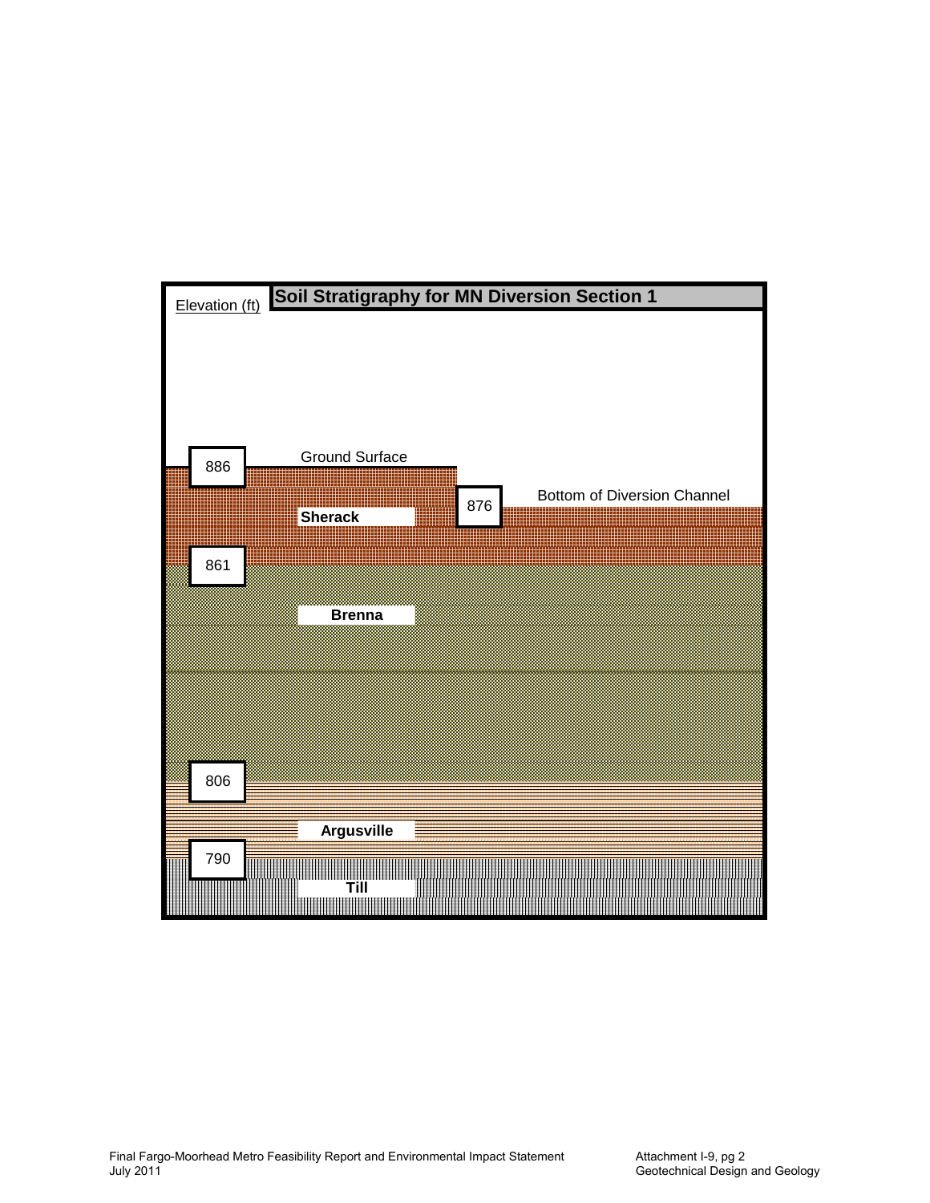## Soil Stratigraphy for MN Diversion Section 1

Elevation (ft)

886

Ground Surface

876

Bottom of Diversion Channel

**Sherack**

861

**Brenna**

806

**Argusville**

790

**Till**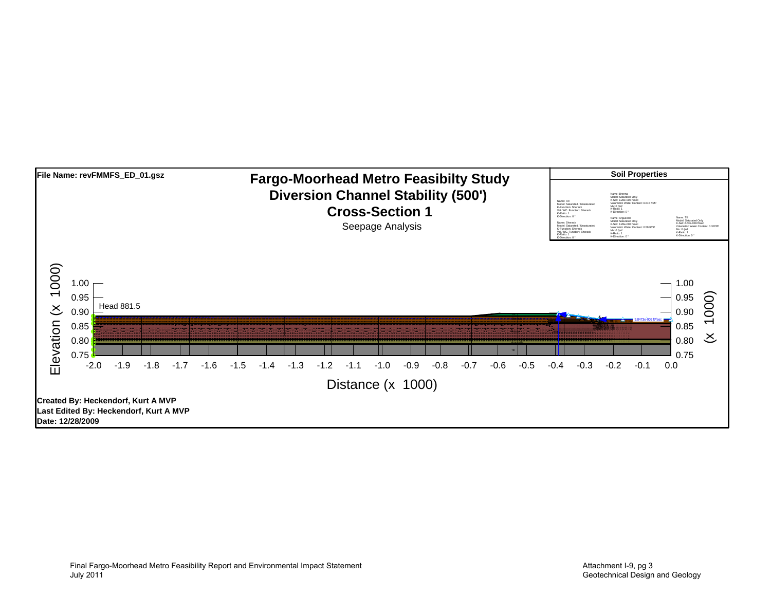**File Name: revFMMFS_ED_01.gsz**

# Fargo-Moorhead Metro Feasibilty Study
## Diversion Channel Stability (500')
## Cross-Section 1

Seepage Analysis

**Soil Properties**

Name: Fill
Model: Saturated / Unsaturated
K-Function: Sherack
Vol. WC. Function: Sherack
K-Ratio: 1
K-Direction: 0 °

Name: Sherack
Model: Saturated / Unsaturated
K-Function: Sherack
Vol. WC. Function: Sherack
K-Ratio: 1
K-Direction: 0 °

Name: Brenna
Model: Saturated Only
K-Sat: 3.28e-008 ft/sec
Volumetric Water Content: 0.615 ft³/ft³
Mv: 0 /psf
K-Ratio: 1
K-Direction: 0 °

Name: Argusville
Model: Saturated Only
K-Sat: 3.28e-008 ft/sec
Volumetric Water Content: 0.59 ft³/ft³
Mv: 0 /psf
K-Ratio: 1
K-Direction: 0 °

Name: Till
Model: Saturated Only
K-Sat: 2.62e-009 ft/sec
Volumetric Water Content: 0.3 ft³/ft³
Mv: 0 /psf
K-Ratio: 1
K-Direction: 0 °

Head 881.5

9.8473e-009 ft³/sec

Elevation (x 1000): 0.75, 0.80, 0.85, 0.90, 0.95, 1.00

Distance (x 1000): -2.0, -1.9, -1.8, -1.7, -1.6, -1.5, -1.4, -1.3, -1.2, -1.1, -1.0, -0.9, -0.8, -0.7, -0.6, -0.5, -0.4, -0.3, -0.2, -0.1, 0.0

**Created By: Heckendorf, Kurt A MVP**
**Last Edited By: Heckendorf, Kurt A MVP**
**Date: 12/28/2009**

Final Fargo-Moorhead Metro Feasibility Report and Environmental Impact Statement
July 2011

Attachment I-9, pg 3
Geotechnical Design and Geology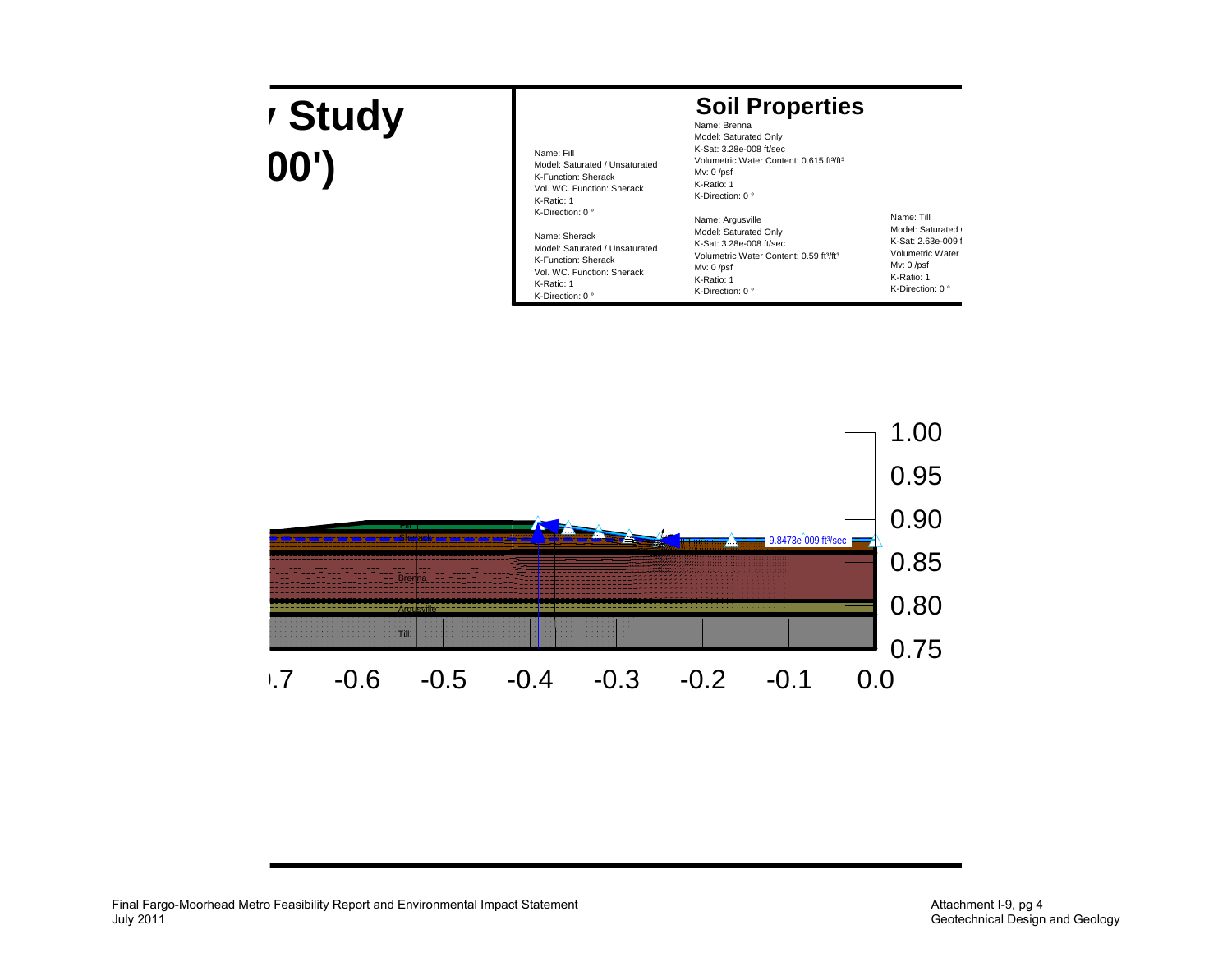# Study

# 00')

## Soil Properties

Name: Fill
Model: Saturated / Unsaturated
K-Function: Sherack
Vol. WC. Function: Sherack
K-Ratio: 1
K-Direction: 0 °

Name: Sherack
Model: Saturated / Unsaturated
K-Function: Sherack
Vol. WC. Function: Sherack
K-Ratio: 1
K-Direction: 0 °

Name: Brenna
Model: Saturated Only
K-Sat: 3.28e-008 ft/sec
Volumetric Water Content: 0.615 ft³/ft³
Mv: 0 /psf
K-Ratio: 1
K-Direction: 0 °

Name: Argusville
Model: Saturated Only
K-Sat: 3.28e-008 ft/sec
Volumetric Water Content: 0.59 ft³/ft³
Mv: 0 /psf
K-Ratio: 1
K-Direction: 0 °

Name: Till
Model: Saturated
K-Sat: 2.63e-009
Volumetric Water
Mv: 0 /psf
K-Ratio: 1
K-Direction: 0 °

9.8473e-009 ft³/sec

Fill
Sherack
Brenna
Argusville
Till

1.00
0.95
0.90
0.85
0.80
0.75

-0.7 -0.6 -0.5 -0.4 -0.3 -0.2 -0.1 0.0

Final Fargo-Moorhead Metro Feasibility Report and Environmental Impact Statement
July 2011

Attachment I-9, pg 4
Geotechnical Design and Geology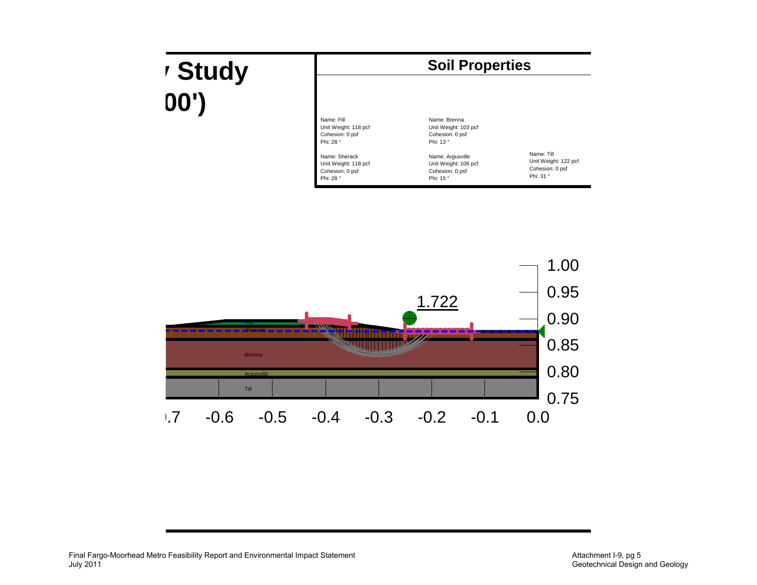# Study

# 00')

## Soil Properties

Name: Fill
Unit Weight: 118 pcf
Cohesion: 0 psf
Phi: 28 °

Name: Brenna
Unit Weight: 103 pcf
Cohesion: 0 psf
Phi: 13 °

Name: Sherack
Unit Weight: 118 pcf
Cohesion: 0 psf
Phi: 28 °

Name: Argusville
Unit Weight: 106 pcf
Cohesion: 0 psf
Phi: 15 °

Name: Till
Unit Weight: 122 pcf
Cohesion: 0 psf
Phi: 31 °

1.722

Fill
Sherack
Brenna
Argusville
Till

1.00
0.95
0.90
0.85
0.80
0.75

-0.7 -0.6 -0.5 -0.4 -0.3 -0.2 -0.1 0.0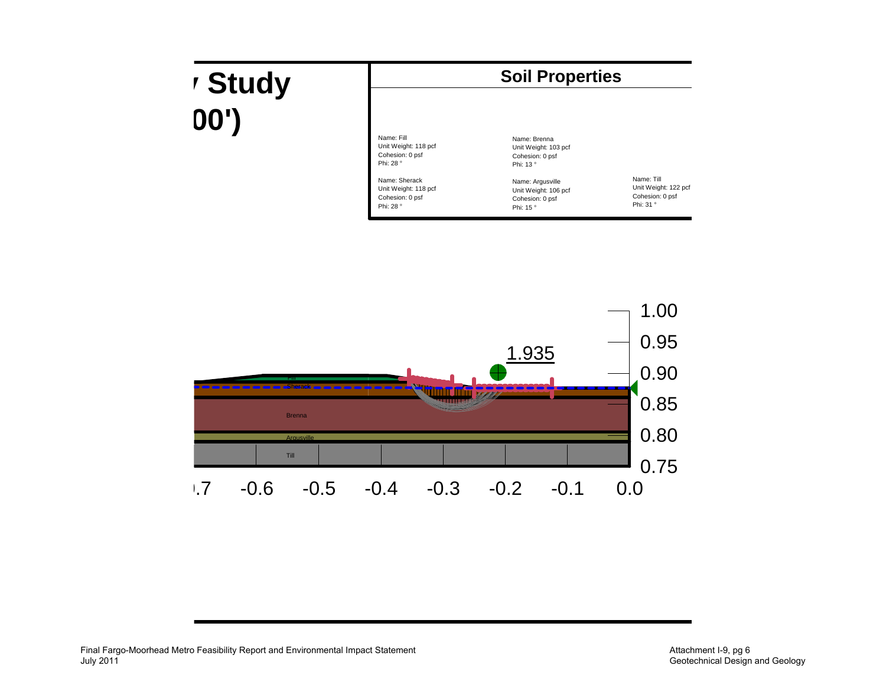# Study

# 00')

## Soil Properties

| | | |
|---|---|---|
| Name: Fill<br>Unit Weight: 118 pcf<br>Cohesion: 0 psf<br>Phi: 28 ° | Name: Brenna<br>Unit Weight: 103 pcf<br>Cohesion: 0 psf<br>Phi: 13 ° | |
| Name: Sherack<br>Unit Weight: 118 pcf<br>Cohesion: 0 psf<br>Phi: 28 ° | Name: Argusville<br>Unit Weight: 106 pcf<br>Cohesion: 0 psf<br>Phi: 15 ° | Name: Till<br>Unit Weight: 122 pcf<br>Cohesion: 0 psf<br>Phi: 31 ° |

1.935

Fill
Sherack
Brenna
Argusville
Till

1.00
0.95
0.90
0.85
0.80
0.75

-0.7 -0.6 -0.5 -0.4 -0.3 -0.2 -0.1 0.0

Final Fargo-Moorhead Metro Feasibility Report and Environmental Impact Statement
July 2011

Attachment I-9, pg 6
Geotechnical Design and Geology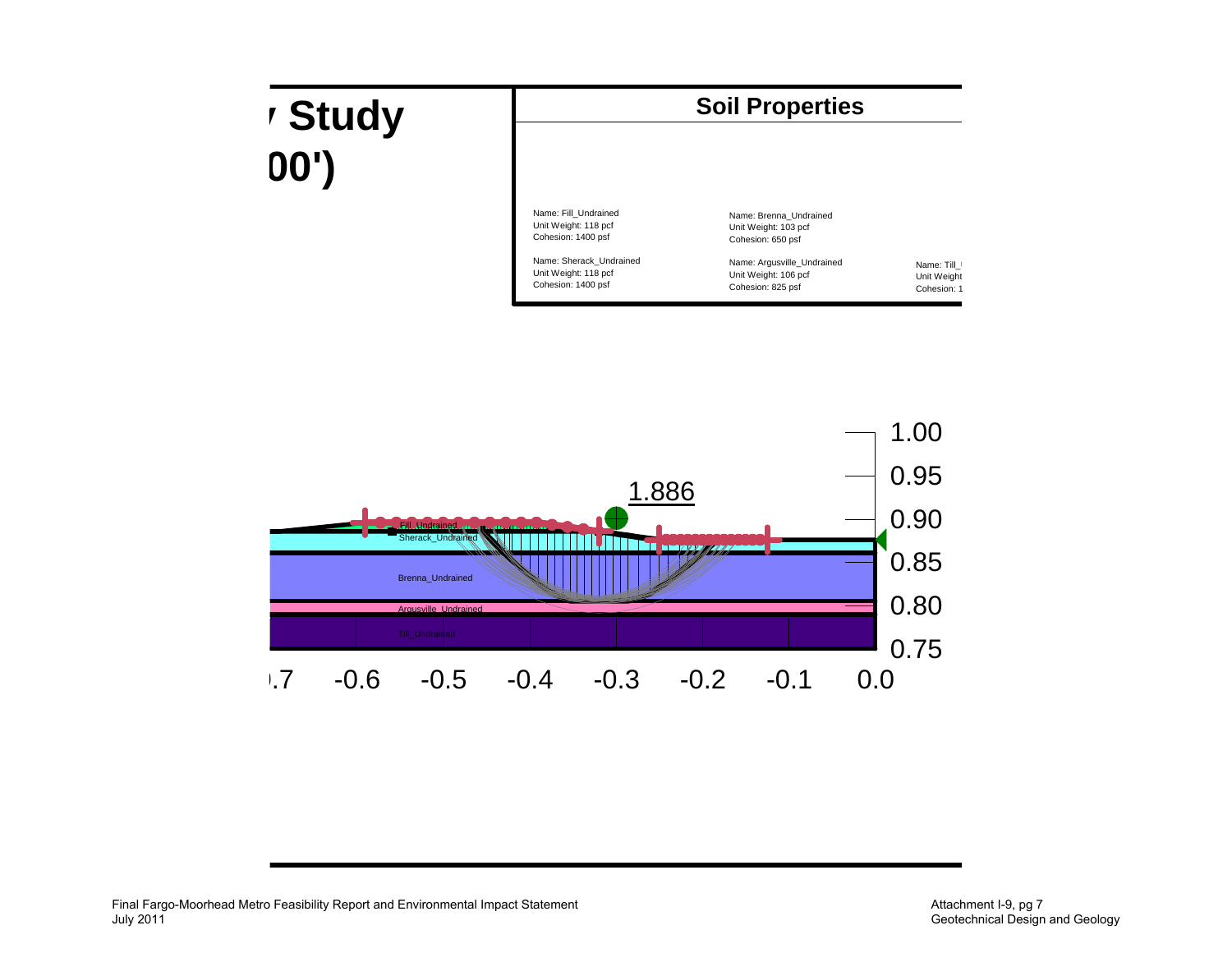# / Study

# 00')

## Soil Properties

Name: Fill_Undrained
Unit Weight: 118 pcf
Cohesion: 1400 psf

Name: Sherack_Undrained
Unit Weight: 118 pcf
Cohesion: 1400 psf

Name: Brenna_Undrained
Unit Weight: 103 pcf
Cohesion: 650 psf

Name: Argusville_Undrained
Unit Weight: 106 pcf
Cohesion: 825 psf

Name: Till_
Unit Weight
Cohesion: 1

1.886

Fill_Undrained

Sherack_Undrained

Brenna_Undrained

Argusville_Undrained

Till_Undrained

1.00
0.95
0.90
0.85
0.80
0.75

.7 -0.6 -0.5 -0.4 -0.3 -0.2 -0.1 0.0

Final Fargo-Moorhead Metro Feasibility Report and Environmental Impact Statement
July 2011

Attachment I-9, pg 7
Geotechnical Design and Geology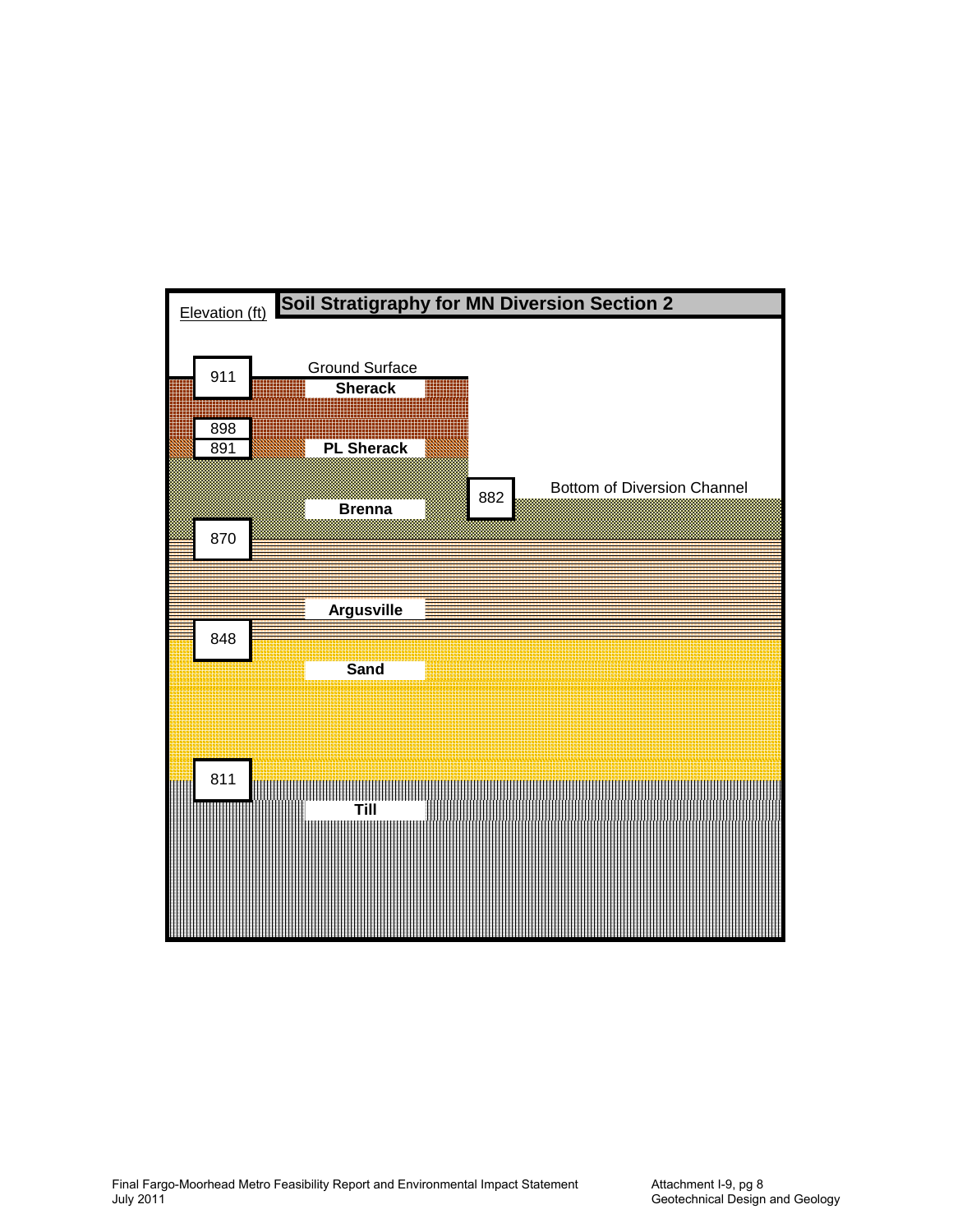## Soil Stratigraphy for MN Diversion Section 2

Elevation (ft)

911 — Ground Surface

**Sherack**

898

891 — **PL Sherack**

**Brenna**

882 — Bottom of Diversion Channel

870

**Argusville**

848

**Sand**

811

**Till**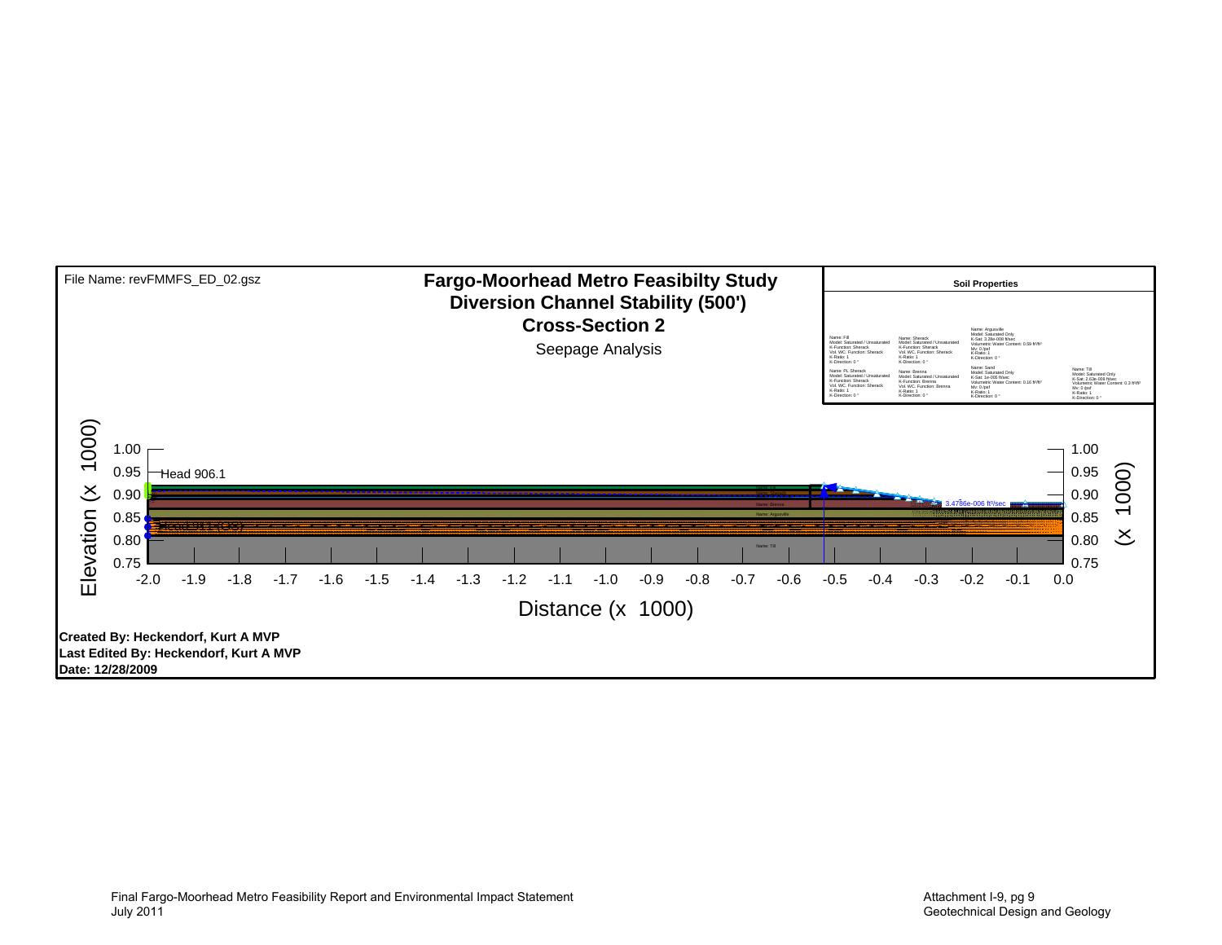File Name: revFMMFS_ED_02.gsz

# Fargo-Moorhead Metro Feasibilty Study

## Diversion Channel Stability (500')

## Cross-Section 2

Seepage Analysis

**Soil Properties**

Name: Fill
Model: Saturated / Unsaturated
K-Function: Sherack
Vol. WC. Function: Sherack
K-Ratio: 1
K-Direction: 0 °

Name: Sherack
Model: Saturated / Unsaturated
K-Function: Sherack
Vol. WC. Function: Sherack
K-Ratio: 1
K-Direction: 0 °

Name: Argusville
Model: Saturated Only
K-Sat: 3.28e-008 ft/sec
Volumetric Water Content: 0.59 ft³/ft³
Mv: 0 /psf
K-Ratio: 1
K-Direction: 0 °

Name: PL Sherack
Model: Saturated / Unsaturated
K-Function: Sherack
Vol. WC. Function: Sherack
K-Ratio: 1
K-Direction: 0 °

Name: Brenna
Model: Saturated / Unsaturated
K-Function: Brenna
Vol. WC. Function: Brenna
K-Ratio: 1
K-Direction: 0 °

Name: Sand
Model: Saturated Only
K-Sat: 1e-005 ft/sec
Volumetric Water Content: 0.16 ft³/ft³
Mv: 0 /psf
K-Ratio: 1
K-Direction: 0 °

Name: Till
Model: Saturated Only
K-Sat: 2.63e-009 ft/sec
Volumetric Water Content: 0.3 ft³/ft³
Mv: 0 /psf
K-Ratio: 1
K-Direction: 0 °

Head 906.1

Head 911 (OS)

3.4786e-006 ft³/sec

Elevation (x 1000)

Distance (x 1000)

**Created By: Heckendorf, Kurt A MVP**
**Last Edited By: Heckendorf, Kurt A MVP**
**Date: 12/28/2009**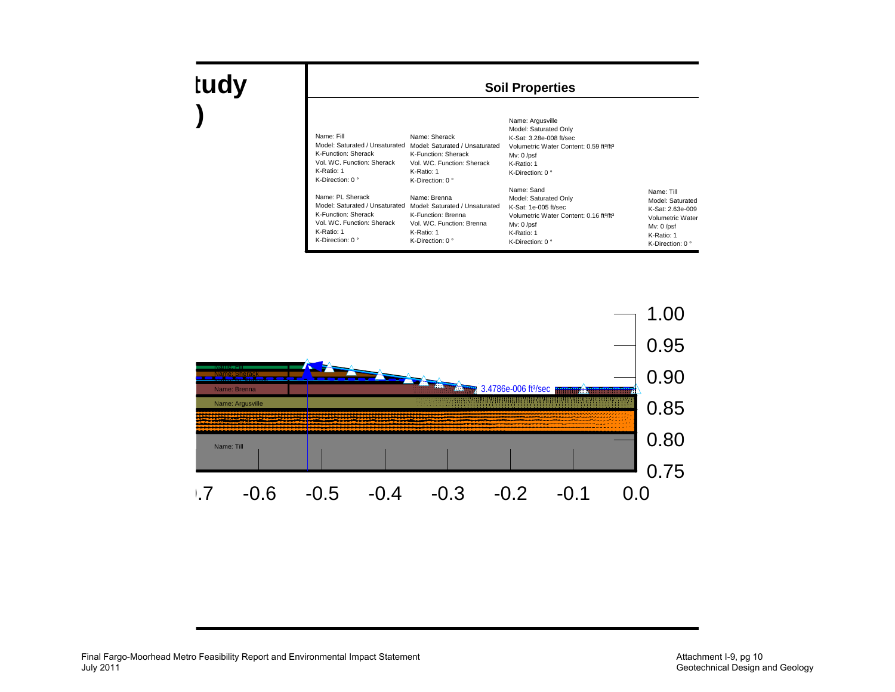tudy

)

## Soil Properties

Name: Fill
Model: Saturated / Unsaturated
K-Function: Sherack
Vol. WC. Function: Sherack
K-Ratio: 1
K-Direction: 0 °

Name: Sherack
Model: Saturated / Unsaturated
K-Function: Sherack
Vol. WC. Function: Sherack
K-Ratio: 1
K-Direction: 0 °

Name: Argusville
Model: Saturated Only
K-Sat: 3.28e-008 ft/sec
Volumetric Water Content: 0.59 ft³/ft³
Mv: 0 /psf
K-Ratio: 1
K-Direction: 0 °

Name: PL Sherack
Model: Saturated / Unsaturated
K-Function: Sherack
Vol. WC. Function: Sherack
K-Ratio: 1
K-Direction: 0 °

Name: Brenna
Model: Saturated / Unsaturated
K-Function: Brenna
Vol. WC. Function: Brenna
K-Ratio: 1
K-Direction: 0 °

Name: Sand
Model: Saturated Only
K-Sat: 1e-005 ft/sec
Volumetric Water Content: 0.16 ft³/ft³
Mv: 0 /psf
K-Ratio: 1
K-Direction: 0 °

Name: Till
Model: Saturated
K-Sat: 2.63e-009
Volumetric Water
Mv: 0 /psf
K-Ratio: 1
K-Direction: 0 °

Name: Fill
Name: Sherack
Name: PL Sherack
Name: Brenna
Name: Argusville
Name: Sand
Name: Till

3.4786e-006 ft³/sec

1.00
0.95
0.90
0.85
0.80
0.75

-0.7 -0.6 -0.5 -0.4 -0.3 -0.2 -0.1 0.0

Final Fargo-Moorhead Metro Feasibility Report and Environmental Impact Statement
July 2011

Attachment I-9, pg 10
Geotechnical Design and Geology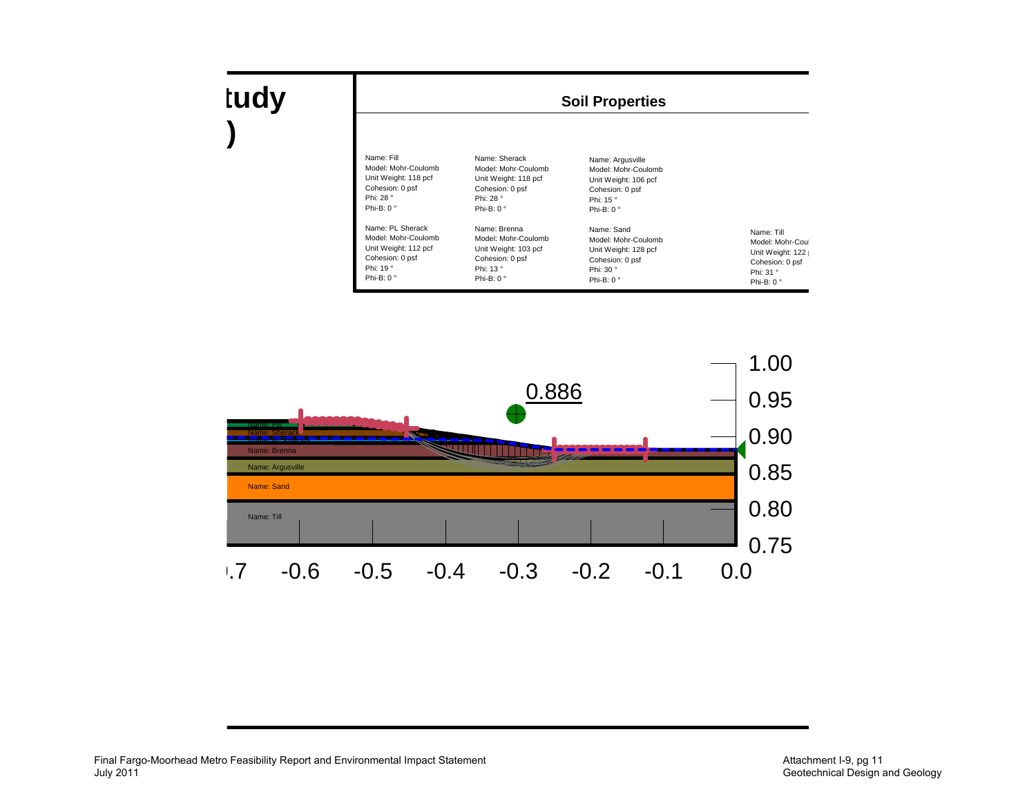tudy

)

## Soil Properties

| | | | |
|---|---|---|---|
| Name: Fill<br>Model: Mohr-Coulomb<br>Unit Weight: 118 pcf<br>Cohesion: 0 psf<br>Phi: 28 °<br>Phi-B: 0 ° | Name: Sherack<br>Model: Mohr-Coulomb<br>Unit Weight: 118 pcf<br>Cohesion: 0 psf<br>Phi: 28 °<br>Phi-B: 0 ° | Name: Argusville<br>Model: Mohr-Coulomb<br>Unit Weight: 106 pcf<br>Cohesion: 0 psf<br>Phi: 15 °<br>Phi-B: 0 ° | |
| Name: PL Sherack<br>Model: Mohr-Coulomb<br>Unit Weight: 112 pcf<br>Cohesion: 0 psf<br>Phi: 19 °<br>Phi-B: 0 ° | Name: Brenna<br>Model: Mohr-Coulomb<br>Unit Weight: 103 pcf<br>Cohesion: 0 psf<br>Phi: 13 °<br>Phi-B: 0 ° | Name: Sand<br>Model: Mohr-Coulomb<br>Unit Weight: 128 pcf<br>Cohesion: 0 psf<br>Phi: 30 °<br>Phi-B: 0 ° | Name: Till<br>Model: Mohr-Coul<br>Unit Weight: 122<br>Cohesion: 0 psf<br>Phi: 31 °<br>Phi-B: 0 ° |

0.886

Name: Fill
Name: Sherack
Name: Brenna
Name: Argusville
Name: Sand
Name: Till

1.00
0.95
0.90
0.85
0.80
0.75

-0.7 -0.6 -0.5 -0.4 -0.3 -0.2 -0.1 0.0

Final Fargo-Moorhead Metro Feasibility Report and Environmental Impact Statement
July 2011

Attachment I-9, pg 11
Geotechnical Design and Geology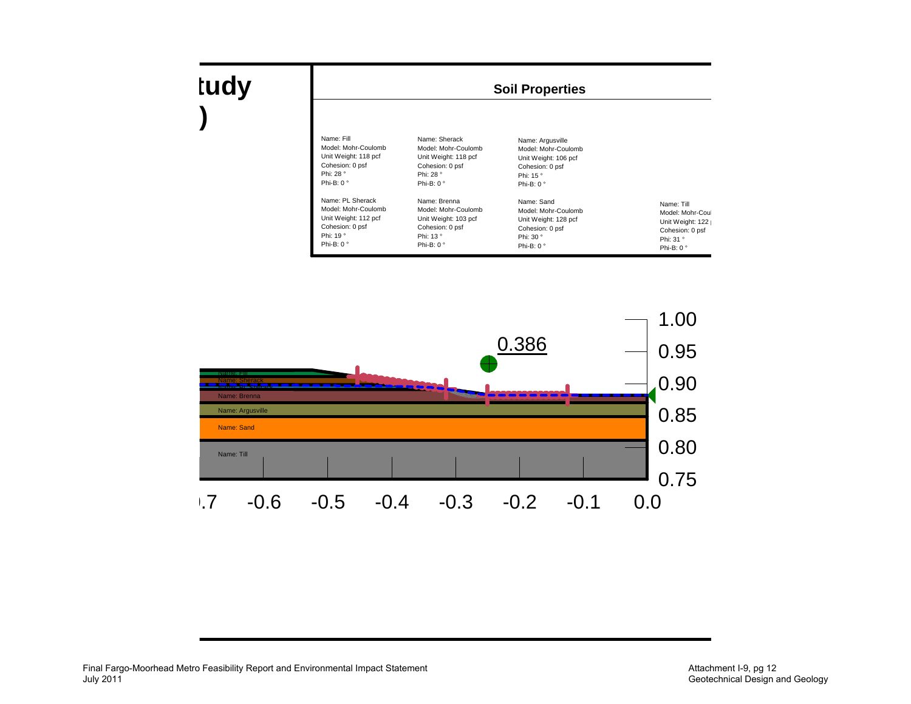tudy

)

**Soil Properties**

Name: Fill
Model: Mohr-Coulomb
Unit Weight: 118 pcf
Cohesion: 0 psf
Phi: 28 °
Phi-B: 0 °

Name: Sherack
Model: Mohr-Coulomb
Unit Weight: 118 pcf
Cohesion: 0 psf
Phi: 28 °
Phi-B: 0 °

Name: Argusville
Model: Mohr-Coulomb
Unit Weight: 106 pcf
Cohesion: 0 psf
Phi: 15 °
Phi-B: 0 °

Name: PL Sherack
Model: Mohr-Coulomb
Unit Weight: 112 pcf
Cohesion: 0 psf
Phi: 19 °
Phi-B: 0 °

Name: Brenna
Model: Mohr-Coulomb
Unit Weight: 103 pcf
Cohesion: 0 psf
Phi: 13 °
Phi-B: 0 °

Name: Sand
Model: Mohr-Coulomb
Unit Weight: 128 pcf
Cohesion: 0 psf
Phi: 30 °
Phi-B: 0 °

Name: Till
Model: Mohr-Cou
Unit Weight: 122
Cohesion: 0 psf
Phi: 31 °
Phi-B: 0 °

0.386

Name: Fill
Name: Sherack
Name: PL Sherack
Name: Brenna
Name: Argusville
Name: Sand
Name: Till

1.00
0.95
0.90
0.85
0.80
0.75

.7 -0.6 -0.5 -0.4 -0.3 -0.2 -0.1 0.0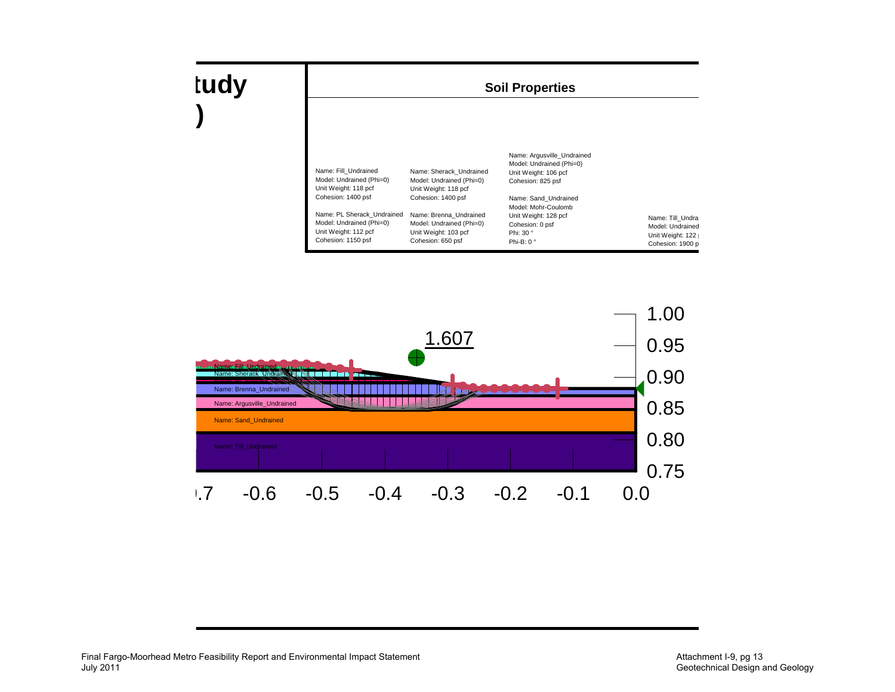tudy

)

**Soil Properties**

Name: Fill_Undrained
Model: Undrained (Phi=0)
Unit Weight: 118 pcf
Cohesion: 1400 psf

Name: PL Sherack_Undrained
Model: Undrained (Phi=0)
Unit Weight: 112 pcf
Cohesion: 1150 psf

Name: Sherack_Undrained
Model: Undrained (Phi=0)
Unit Weight: 118 pcf
Cohesion: 1400 psf

Name: Brenna_Undrained
Model: Undrained (Phi=0)
Unit Weight: 103 pcf
Cohesion: 650 psf

Name: Argusville_Undrained
Model: Undrained (Phi=0)
Unit Weight: 106 pcf
Cohesion: 825 psf

Name: Sand_Undrained
Model: Mohr-Coulomb
Unit Weight: 128 pcf
Cohesion: 0 psf
Phi: 30 °
Phi-B: 0 °

Name: Till_Undra
Model: Undrained
Unit Weight: 122
Cohesion: 1900 p

1.607

Name: Fill_Undrained
Name: Sherack_Undrained
Name: Brenna_Undrained
Name: Argusville_Undrained
Name: Sand_Undrained
Name: Till_Undrained

1.00
0.95
0.90
0.85
0.80
0.75

.7 -0.6 -0.5 -0.4 -0.3 -0.2 -0.1 0.0

Final Fargo-Moorhead Metro Feasibility Report and Environmental Impact Statement
July 2011

Attachment I-9, pg 13
Geotechnical Design and Geology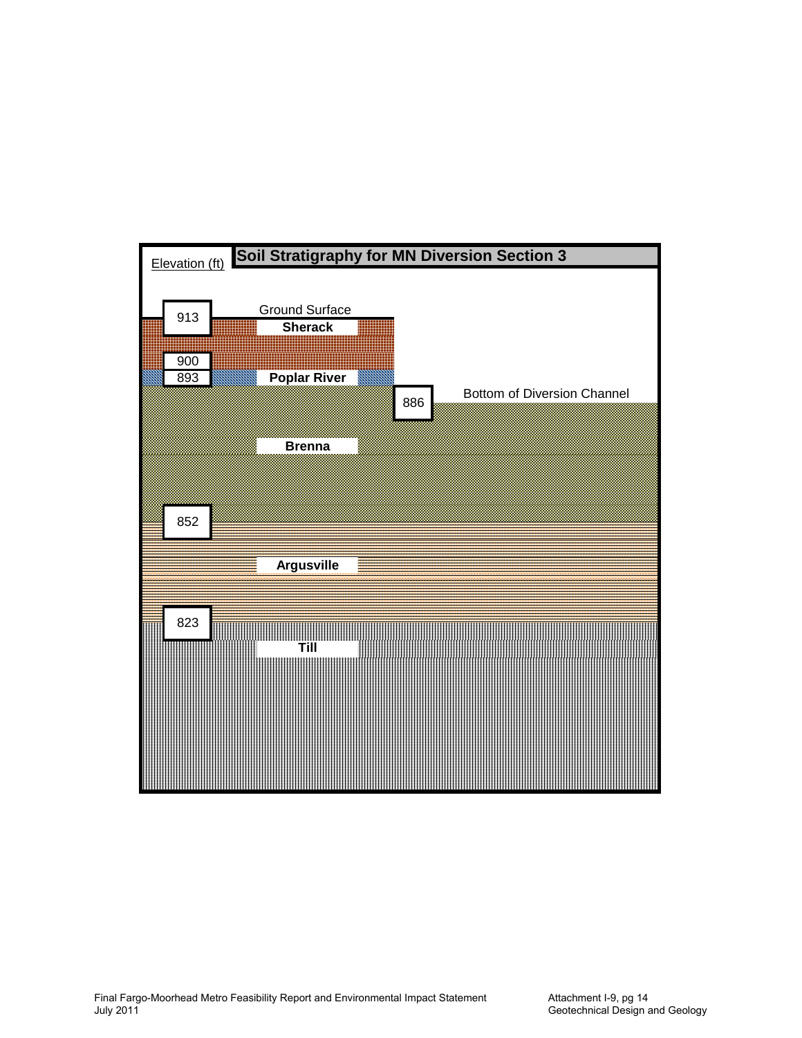## Soil Stratigraphy for MN Diversion Section 3

Elevation (ft)

| Elevation (ft) | Layer | Notes |
|---|---|---|
| 913 | Sherack | Ground Surface |
| 900 | | |
| 893 | Poplar River | |
| 886 | Brenna | Bottom of Diversion Channel |
| 852 | Argusville | |
| 823 | Till | |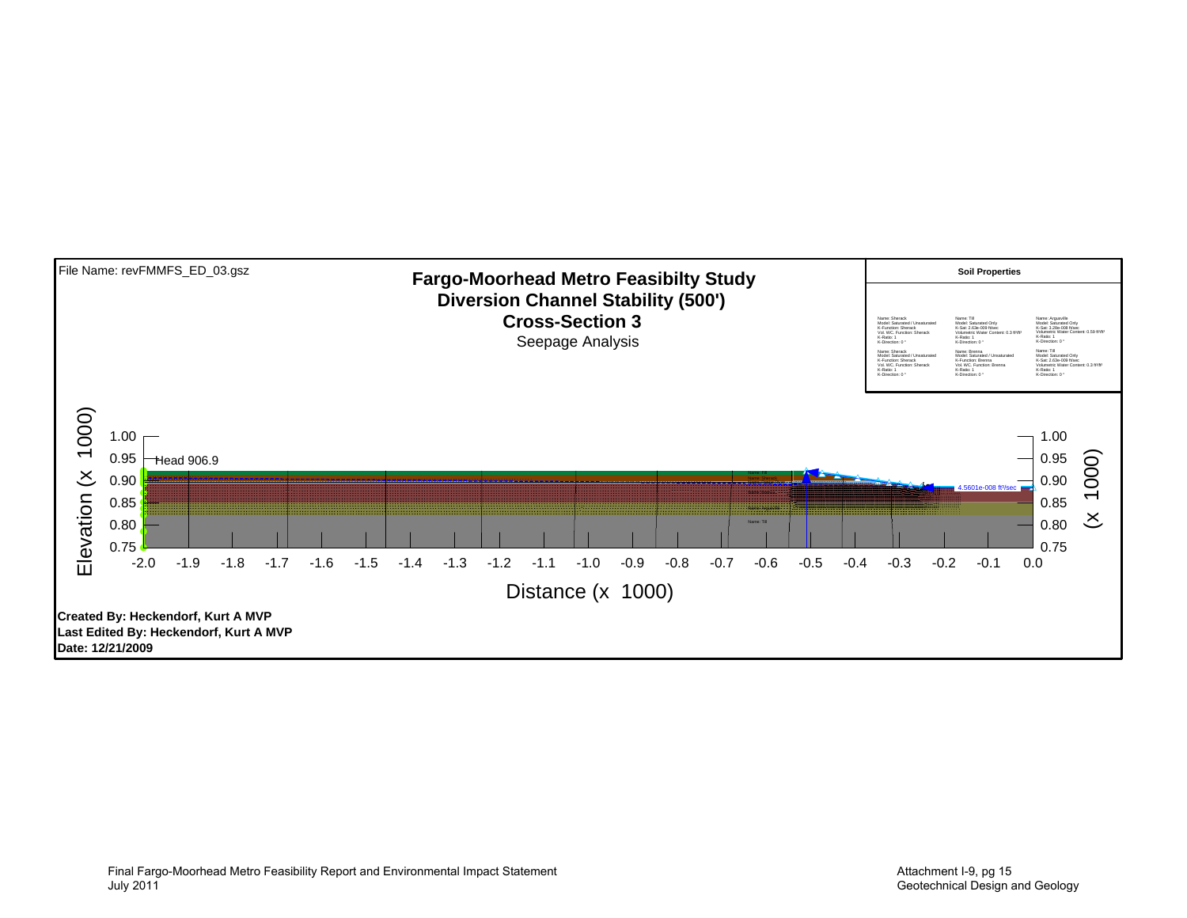File Name: revFMMFS_ED_03.gsz

# Fargo-Moorhead Metro Feasibilty Study
## Diversion Channel Stability (500')
## Cross-Section 3
Seepage Analysis

**Soil Properties**

| | | |
|---|---|---|
| Name: Sherack<br>Model: Saturated / Unsaturated<br>K-Function: Sherack<br>Vol. WC. Function: Sherack<br>K-Ratio: 1<br>K-Direction: 0 ° | Name: Till<br>Model: Saturated Only<br>K-Sat: 2.63e-009 ft/sec<br>Volumetric Water Content: 0.3 ft³/ft³<br>K-Ratio: 1<br>K-Direction: 0 ° | Name: Argusville<br>Model: Saturated Only<br>K-Sat: 3.28e-008 ft/sec<br>Volumetric Water Content: 0.59 ft³/ft³<br>K-Ratio: 1<br>K-Direction: 0 ° |
| Name: Sherack<br>Model: Saturated / Unsaturated<br>K-Function: Sherack<br>Vol. WC. Function: Sherack<br>K-Ratio: 1<br>K-Direction: 0 ° | Name: Brenna<br>Model: Saturated / Unsaturated<br>K-Function: Brenna<br>Vol. WC. Function: Brenna<br>K-Ratio: 1<br>K-Direction: 0 ° | Name: Till<br>Model: Saturated Only<br>K-Sat: 2.63e-009 ft/sec<br>Volumetric Water Content: 0.3 ft³/ft³<br>K-Ratio: 1<br>K-Direction: 0 ° |

Head 906.9

4.5601e-008 ft³/sec

Elevation (x 1000)

Distance (x 1000)

**Created By: Heckendorf, Kurt A MVP**
**Last Edited By: Heckendorf, Kurt A MVP**
**Date: 12/21/2009**

Final Fargo-Moorhead Metro Feasibility Report and Environmental Impact Statement
July 2011

Attachment I-9, pg 15
Geotechnical Design and Geology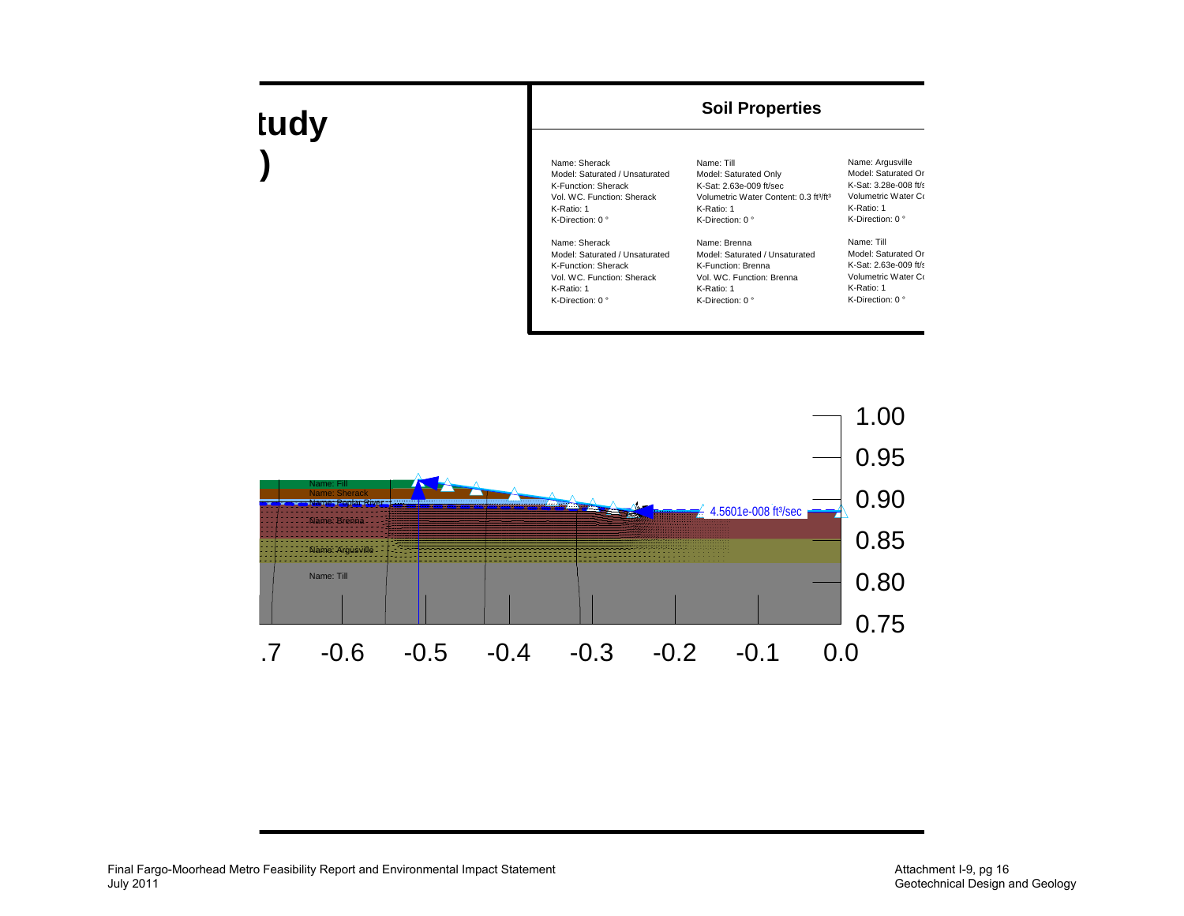# tudy

# )

## Soil Properties

| | | |
|---|---|---|
| Name: Sherack<br>Model: Saturated / Unsaturated<br>K-Function: Sherack<br>Vol. WC. Function: Sherack<br>K-Ratio: 1<br>K-Direction: 0 ° | Name: Till<br>Model: Saturated Only<br>K-Sat: 2.63e-009 ft/sec<br>Volumetric Water Content: 0.3 ft³/ft³<br>K-Ratio: 1<br>K-Direction: 0 ° | Name: Argusville<br>Model: Saturated Or<br>K-Sat: 3.28e-008 ft/s<br>Volumetric Water Co<br>K-Ratio: 1<br>K-Direction: 0 ° |
| Name: Sherack<br>Model: Saturated / Unsaturated<br>K-Function: Sherack<br>Vol. WC. Function: Sherack<br>K-Ratio: 1<br>K-Direction: 0 ° | Name: Brenna<br>Model: Saturated / Unsaturated<br>K-Function: Brenna<br>Vol. WC. Function: Brenna<br>K-Ratio: 1<br>K-Direction: 0 ° | Name: Till<br>Model: Saturated Or<br>K-Sat: 2.63e-009 ft/s<br>Volumetric Water Co<br>K-Ratio: 1<br>K-Direction: 0 ° |

Name: Fill
Name: Sherack
Name: Poplar River
Name: Brenna
Name: Argusville
Name: Till

4.5601e-008 ft³/sec

1.00
0.95
0.90
0.85
0.80
0.75

.7 -0.6 -0.5 -0.4 -0.3 -0.2 -0.1 0.0

Final Fargo-Moorhead Metro Feasibility Report and Environmental Impact Statement
July 2011

Attachment I-9, pg 16
Geotechnical Design and Geology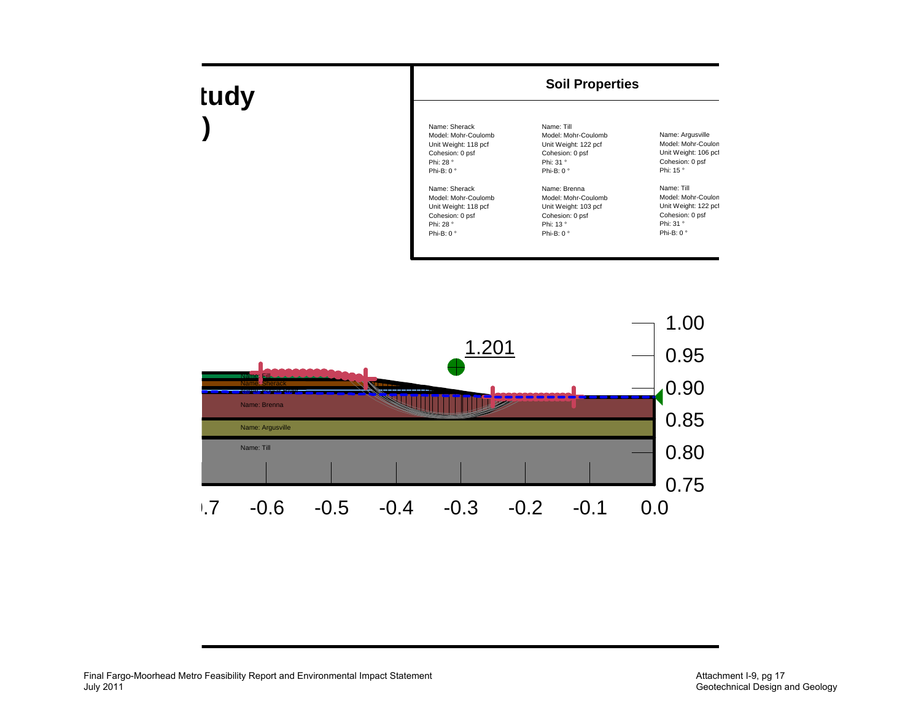tudy

)

## Soil Properties

| | | |
|---|---|---|
| Name: Sherack<br>Model: Mohr-Coulomb<br>Unit Weight: 118 pcf<br>Cohesion: 0 psf<br>Phi: 28 °<br>Phi-B: 0 ° | Name: Till<br>Model: Mohr-Coulomb<br>Unit Weight: 122 pcf<br>Cohesion: 0 psf<br>Phi: 31 °<br>Phi-B: 0 ° | Name: Argusville<br>Model: Mohr-Coulon<br>Unit Weight: 106 pcl<br>Cohesion: 0 psf<br>Phi: 15 ° |
| Name: Sherack<br>Model: Mohr-Coulomb<br>Unit Weight: 118 pcf<br>Cohesion: 0 psf<br>Phi: 28 °<br>Phi-B: 0 ° | Name: Brenna<br>Model: Mohr-Coulomb<br>Unit Weight: 103 pcf<br>Cohesion: 0 psf<br>Phi: 13 °<br>Phi-B: 0 ° | Name: Till<br>Model: Mohr-Coulon<br>Unit Weight: 122 pcl<br>Cohesion: 0 psf<br>Phi: 31 °<br>Phi-B: 0 ° |

1.201

Name: Fill
Name: Sherack
Name: Brenna
Name: Argusville
Name: Till

1.00
0.95
0.90
0.85
0.80
0.75

.7 -0.6 -0.5 -0.4 -0.3 -0.2 -0.1 0.0

Final Fargo-Moorhead Metro Feasibility Report and Environmental Impact Statement
July 2011

Attachment I-9, pg 17
Geotechnical Design and Geology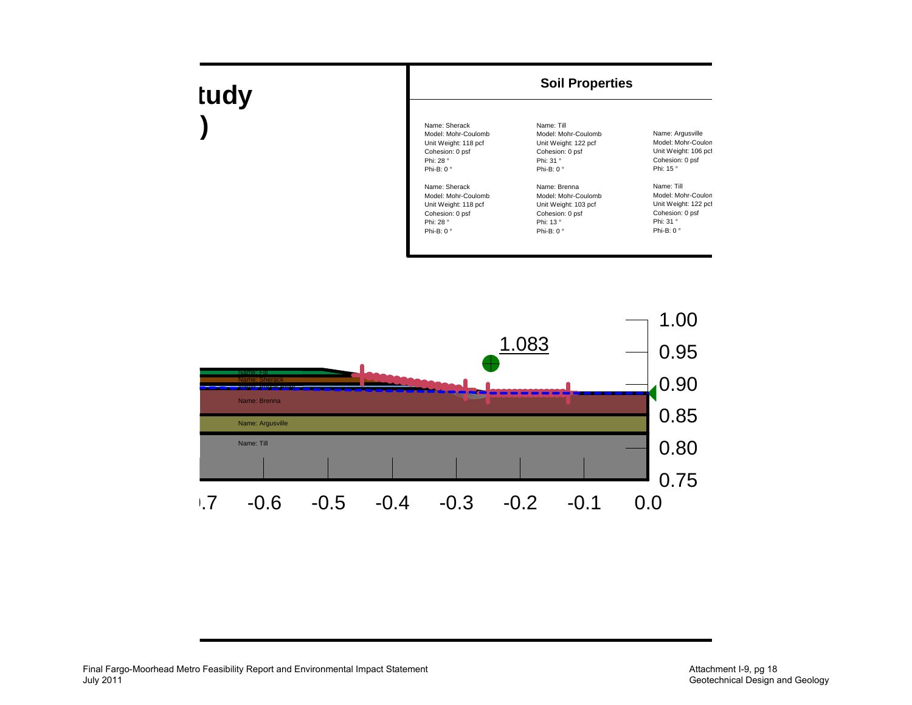tudy

)

## Soil Properties

| | | |
|---|---|---|
| Name: Sherack<br>Model: Mohr-Coulomb<br>Unit Weight: 118 pcf<br>Cohesion: 0 psf<br>Phi: 28 °<br>Phi-B: 0 ° | Name: Till<br>Model: Mohr-Coulomb<br>Unit Weight: 122 pcf<br>Cohesion: 0 psf<br>Phi: 31 °<br>Phi-B: 0 ° | Name: Argusville<br>Model: Mohr-Coulon<br>Unit Weight: 106 pcl<br>Cohesion: 0 psf<br>Phi: 15 ° |
| Name: Sherack<br>Model: Mohr-Coulomb<br>Unit Weight: 118 pcf<br>Cohesion: 0 psf<br>Phi: 28 °<br>Phi-B: 0 ° | Name: Brenna<br>Model: Mohr-Coulomb<br>Unit Weight: 103 pcf<br>Cohesion: 0 psf<br>Phi: 13 °<br>Phi-B: 0 ° | Name: Till<br>Model: Mohr-Coulon<br>Unit Weight: 122 pcl<br>Cohesion: 0 psf<br>Phi: 31 °<br>Phi-B: 0 ° |

1.083

Name: Fill
Name: Sherack
Name: Brenna
Name: Argusville
Name: Till

1.00
0.95
0.90
0.85
0.80
0.75

-0.7 -0.6 -0.5 -0.4 -0.3 -0.2 -0.1 0.0

Final Fargo-Moorhead Metro Feasibility Report and Environmental Impact Statement
July 2011

Attachment I-9, pg 18
Geotechnical Design and Geology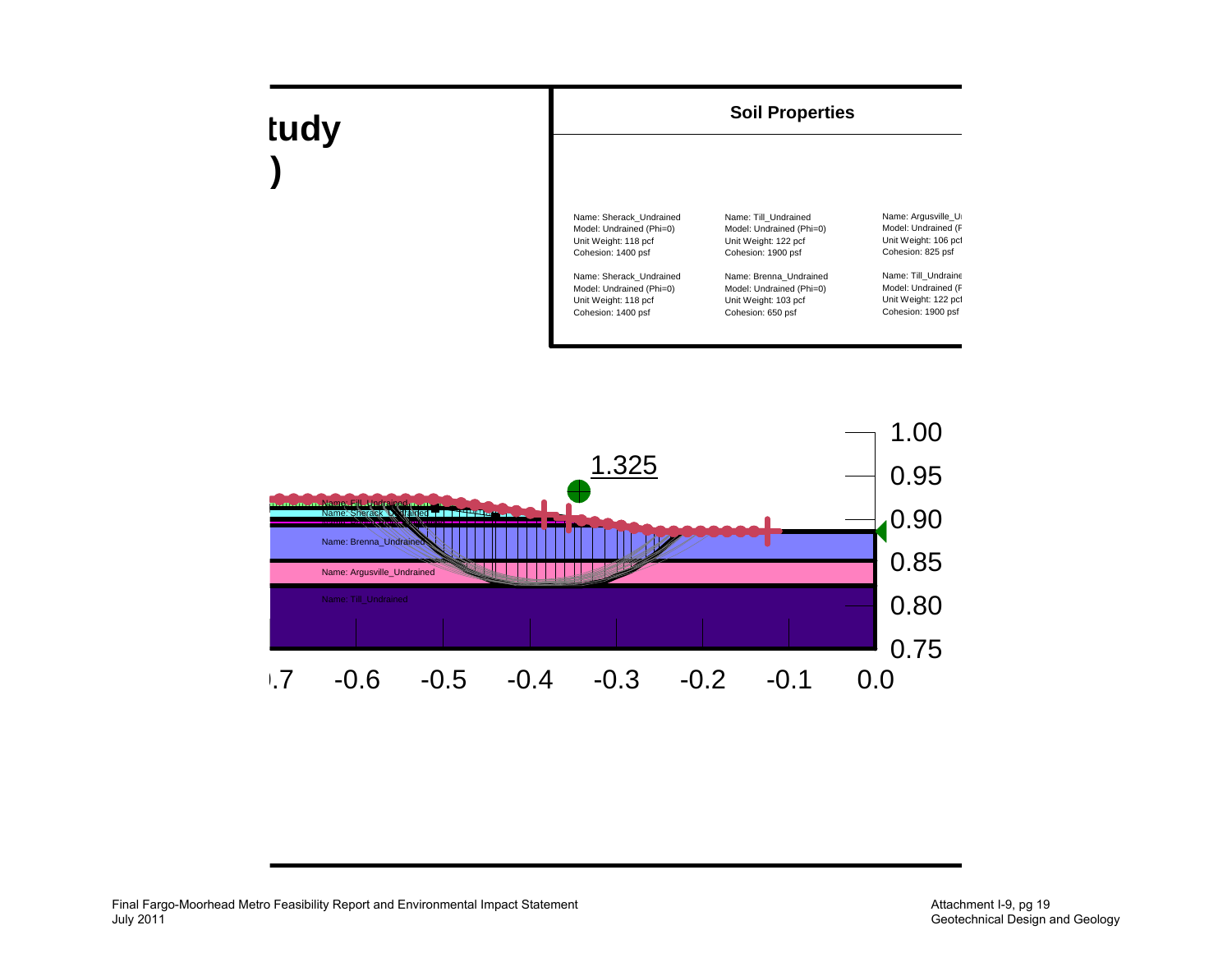tudy

)

**Soil Properties**

Name: Sherack_Undrained
Model: Undrained (Phi=0)
Unit Weight: 118 pcf
Cohesion: 1400 psf

Name: Sherack_Undrained
Model: Undrained (Phi=0)
Unit Weight: 118 pcf
Cohesion: 1400 psf

Name: Till_Undrained
Model: Undrained (Phi=0)
Unit Weight: 122 pcf
Cohesion: 1900 psf

Name: Brenna_Undrained
Model: Undrained (Phi=0)
Unit Weight: 103 pcf
Cohesion: 650 psf

Name: Argusville_U
Model: Undrained (F
Unit Weight: 106 pcf
Cohesion: 825 psf

Name: Till_Undraine
Model: Undrained (F
Unit Weight: 122 pcf
Cohesion: 1900 psf

1.325

Name: Fill_Undrained
Name: Sherack_Undrained
Name: Brenna_Undrained
Name: Argusville_Undrained
Name: Till_Undrained

1.00
0.95
0.90
0.85
0.80
0.75

-0.7 -0.6 -0.5 -0.4 -0.3 -0.2 -0.1 0.0

Final Fargo-Moorhead Metro Feasibility Report and Environmental Impact Statement
July 2011

Attachment I-9, pg 19
Geotechnical Design and Geology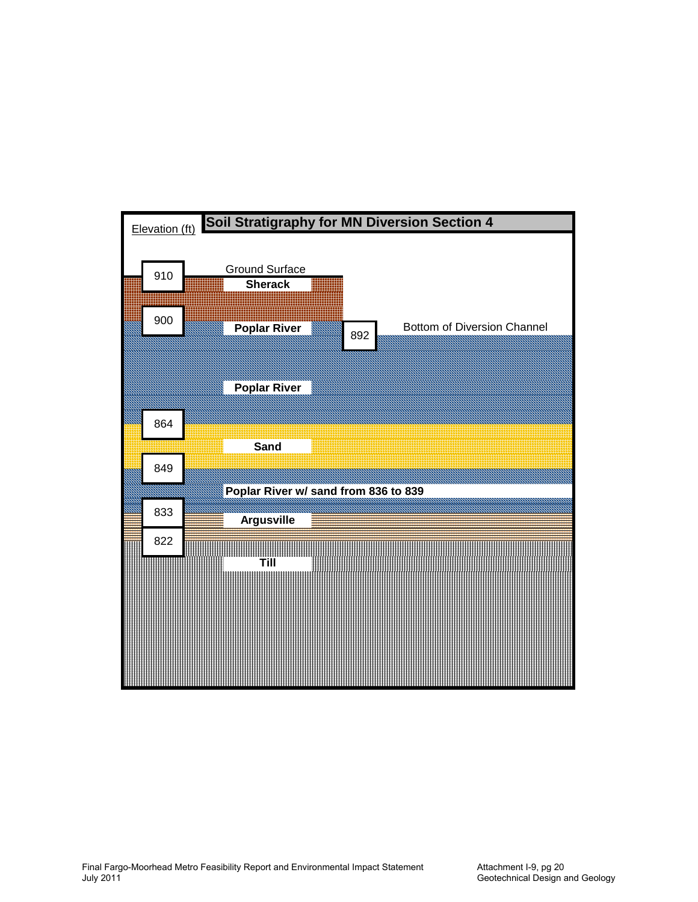## Soil Stratigraphy for MN Diversion Section 4

Elevation (ft)

910 — Ground Surface

**Sherack**

900

**Poplar River**

892 — Bottom of Diversion Channel

**Poplar River**

864

**Sand**

849

**Poplar River w/ sand from 836 to 839**

833

**Argusville**

822

**Till**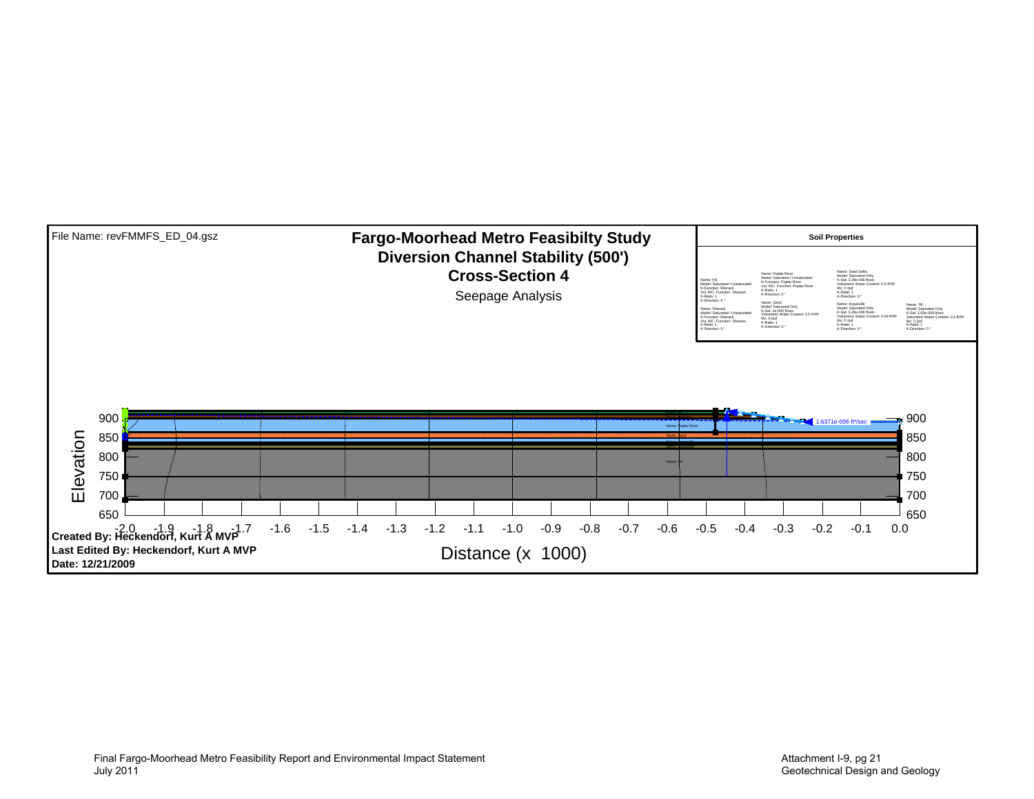File Name: revFMMFS_ED_04.gsz

# Fargo-Moorhead Metro Feasibilty Study
## Diversion Channel Stability (500')
## Cross-Section 4

Seepage Analysis

**Soil Properties**

Name: Fill
Model: Saturated / Unsaturated
K-Function: Sherack
Vol. WC. Function: Sherack
K-Ratio: 1
K-Direction: 0 °

Name: Sherack
Model: Saturated / Unsaturated
K-Function: Sherack
Vol. WC. Function: Sherack
K-Ratio: 1
K-Direction: 0 °

Name: Poplar River
Model: Saturated / Unsaturated
K-Function: Poplar River
Vol. WC. Function: Poplar River
K-Ratio: 1
K-Direction: 0 °

Name: Sand
Model: Saturated Only
K-Sat: 1e-005 ft/sec
Volumetric Water Content: 0.5 ft³/ft³
Mv: 0 /psf
K-Ratio: 1
K-Direction: 0 °

Name: Sand Delta
Model: Saturated Only
K-Sat: 3.28e-006 ft/sec
Volumetric Water Content: 0.5 ft³/ft³
Mv: 0 /psf
K-Ratio: 1
K-Direction: 0 °

Name: Argusville
Model: Saturated Only
K-Sat: 3.28e-008 ft/sec
Volumetric Water Content: 0.59 ft³/ft³
Mv: 0 /psf
K-Ratio: 1
K-Direction: 0 °

Name: Till
Model: Saturated Only
K-Sat: 2.63e-009 ft/sec
Volumetric Water Content: 0.3 ft³/ft³
Mv: 0 /psf
K-Ratio: 1
K-Direction: 0 °

Name: Poplar River
Name: Sand
Name: Argusville
Name: Till

1.6371e-006 ft³/sec

Elevation: 650, 700, 750, 800, 850, 900

Distance (x 1000): -2.0, -1.9, -1.8, -1.7, -1.6, -1.5, -1.4, -1.3, -1.2, -1.1, -1.0, -0.9, -0.8, -0.7, -0.6, -0.5, -0.4, -0.3, -0.2, -0.1, 0.0

**Created By: Heckendorf, Kurt A MVP**
**Last Edited By: Heckendorf, Kurt A MVP**
**Date: 12/21/2009**

Final Fargo-Moorhead Metro Feasibility Report and Environmental Impact Statement
July 2011

Attachment I-9, pg 21
Geotechnical Design and Geology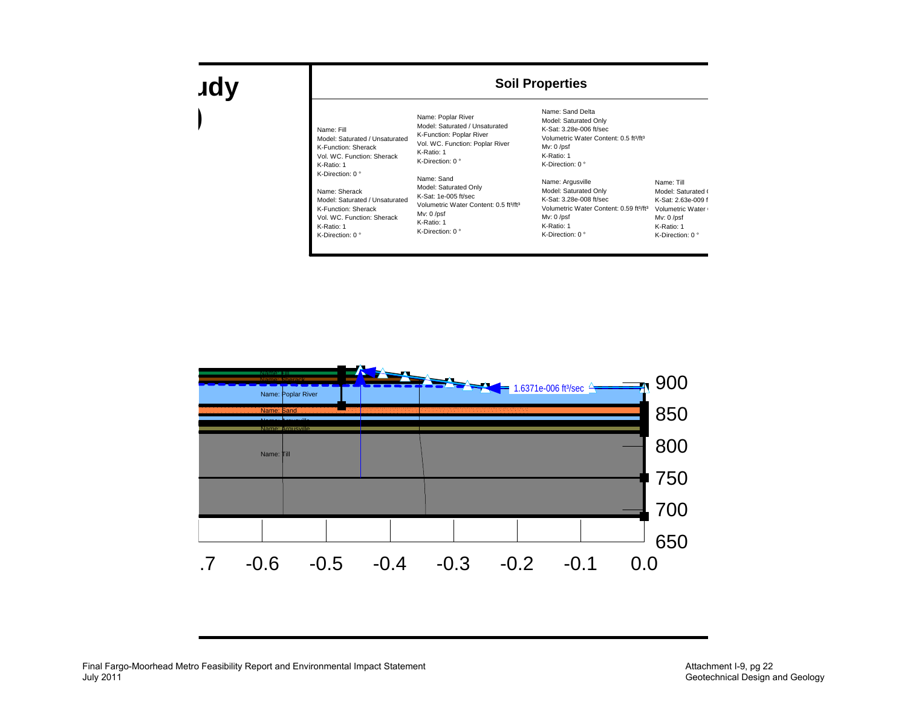udy

)

## Soil Properties

Name: Fill
Model: Saturated / Unsaturated
K-Function: Sherack
Vol. WC. Function: Sherack
K-Ratio: 1
K-Direction: 0 °

Name: Sherack
Model: Saturated / Unsaturated
K-Function: Sherack
Vol. WC. Function: Sherack
K-Ratio: 1
K-Direction: 0 °

Name: Poplar River
Model: Saturated / Unsaturated
K-Function: Poplar River
Vol. WC. Function: Poplar River
K-Ratio: 1
K-Direction: 0 °

Name: Sand
Model: Saturated Only
K-Sat: 1e-005 ft/sec
Volumetric Water Content: 0.5 ft³/ft³
Mv: 0 /psf
K-Ratio: 1
K-Direction: 0 °

Name: Sand Delta
Model: Saturated Only
K-Sat: 3.28e-006 ft/sec
Volumetric Water Content: 0.5 ft³/ft³
Mv: 0 /psf
K-Ratio: 1
K-Direction: 0 °

Name: Argusville
Model: Saturated Only
K-Sat: 3.28e-008 ft/sec
Volumetric Water Content: 0.59 ft³/ft³
Mv: 0 /psf
K-Ratio: 1
K-Direction: 0 °

Name: Till
Model: Saturated (
K-Sat: 2.63e-009 f
Volumetric Water (
Mv: 0 /psf
K-Ratio: 1
K-Direction: 0 °

Name: Fill
Name: Sherack
Name: Poplar River
Name: Sand
Name: Argusville
Name: Argusville
Name: Till

1.6371e-006 ft³/sec

900
850
800
750
700
650

.7 -0.6 -0.5 -0.4 -0.3 -0.2 -0.1 0.0

Final Fargo-Moorhead Metro Feasibility Report and Environmental Impact Statement
July 2011

Attachment I-9, pg 22
Geotechnical Design and Geology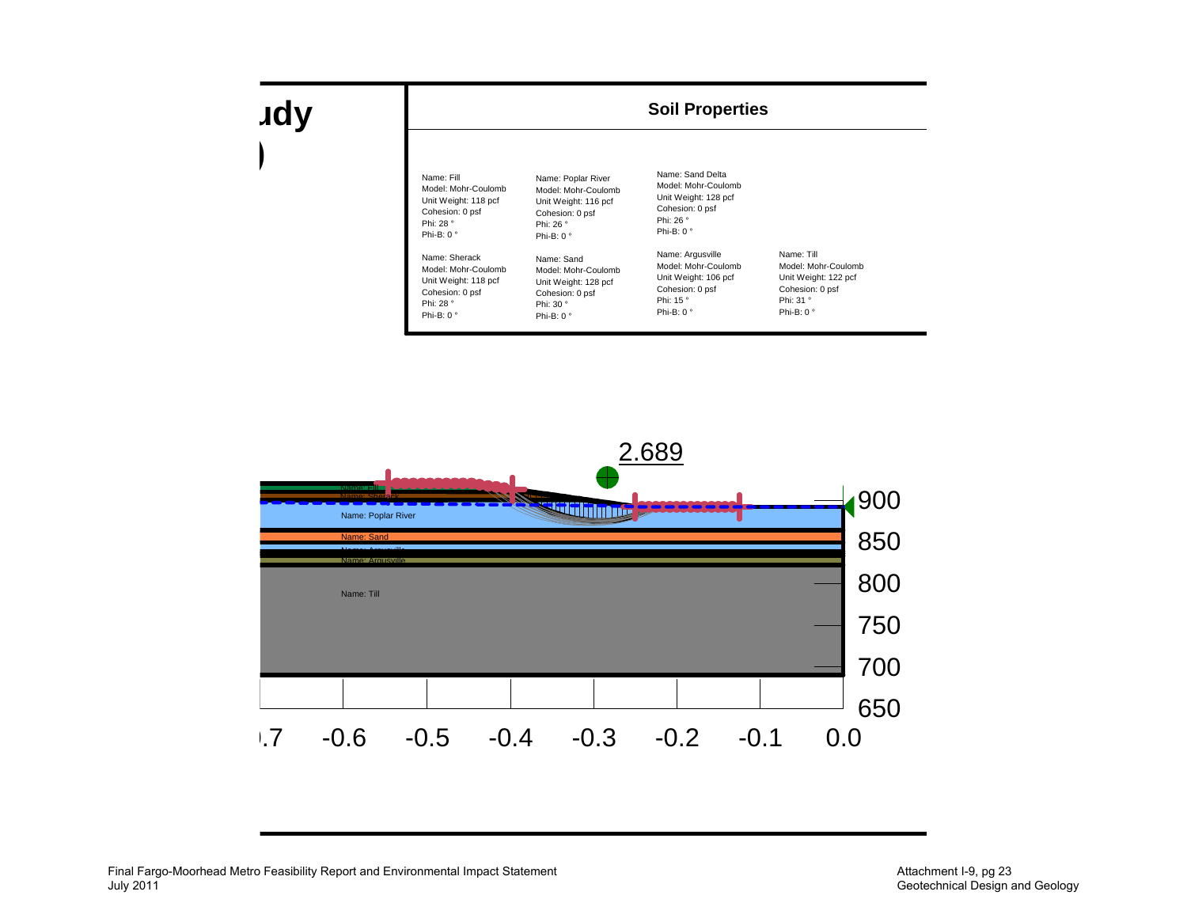udy

)

## Soil Properties

| | | | |
|---|---|---|---|
| Name: Fill<br>Model: Mohr-Coulomb<br>Unit Weight: 118 pcf<br>Cohesion: 0 psf<br>Phi: 28 °<br>Phi-B: 0 ° | Name: Poplar River<br>Model: Mohr-Coulomb<br>Unit Weight: 116 pcf<br>Cohesion: 0 psf<br>Phi: 26 °<br>Phi-B: 0 ° | Name: Sand Delta<br>Model: Mohr-Coulomb<br>Unit Weight: 128 pcf<br>Cohesion: 0 psf<br>Phi: 26 °<br>Phi-B: 0 ° | |
| Name: Sherack<br>Model: Mohr-Coulomb<br>Unit Weight: 118 pcf<br>Cohesion: 0 psf<br>Phi: 28 °<br>Phi-B: 0 ° | Name: Sand<br>Model: Mohr-Coulomb<br>Unit Weight: 128 pcf<br>Cohesion: 0 psf<br>Phi: 30 °<br>Phi-B: 0 ° | Name: Argusville<br>Model: Mohr-Coulomb<br>Unit Weight: 106 pcf<br>Cohesion: 0 psf<br>Phi: 15 °<br>Phi-B: 0 ° | Name: Till<br>Model: Mohr-Coulomb<br>Unit Weight: 122 pcf<br>Cohesion: 0 psf<br>Phi: 31 °<br>Phi-B: 0 ° |

2.689

Name: Fill
Name: Sherack
Name: Poplar River
Name: Sand
Name: Argusville
Name: Argusville
Name: Till

900
850
800
750
700
650

.7 -0.6 -0.5 -0.4 -0.3 -0.2 -0.1 0.0

Final Fargo-Moorhead Metro Feasibility Report and Environmental Impact Statement
July 2011

Attachment I-9, pg 23
Geotechnical Design and Geology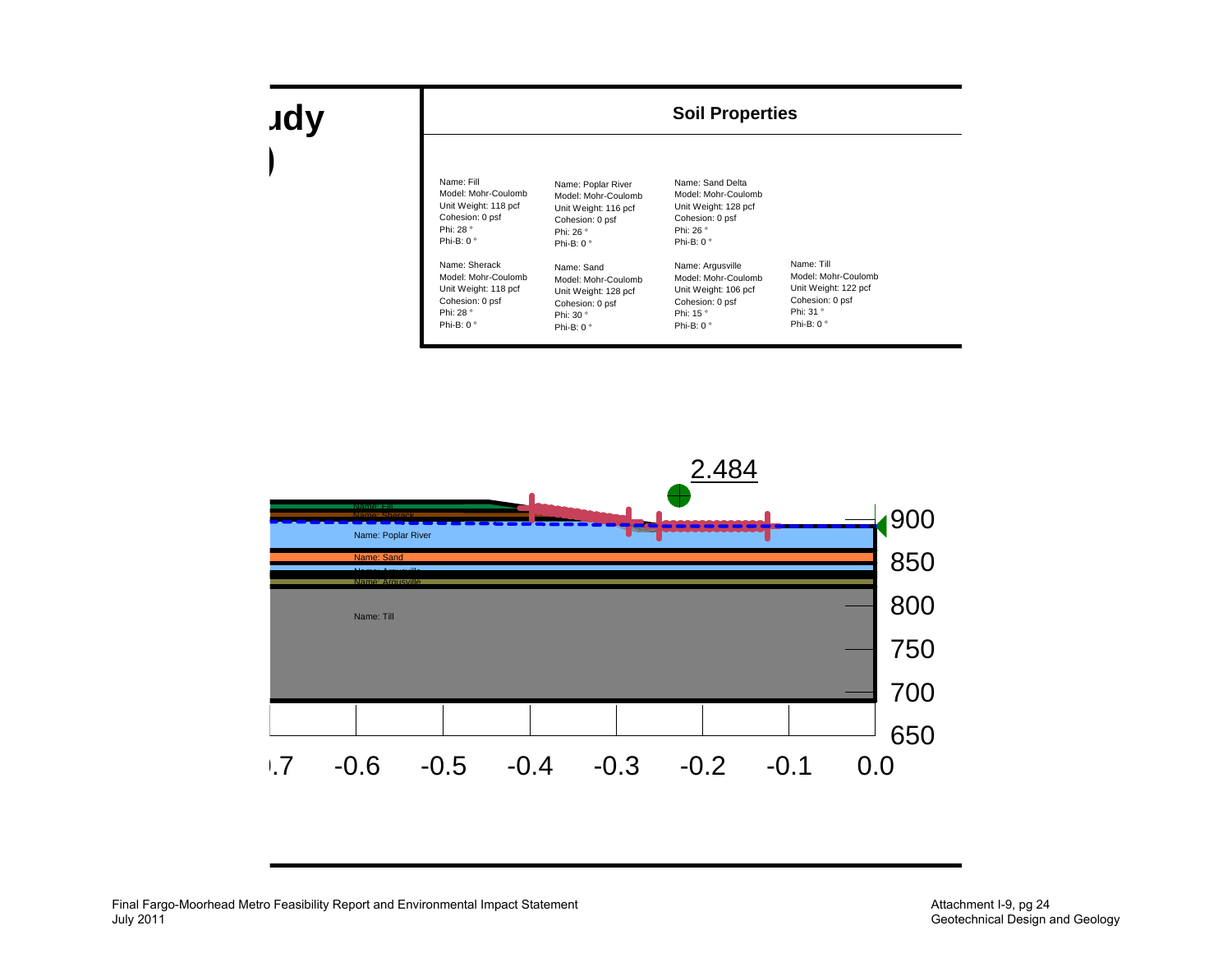# Soil Properties

| | | | |
|---|---|---|---|
| Name: Fill<br>Model: Mohr-Coulomb<br>Unit Weight: 118 pcf<br>Cohesion: 0 psf<br>Phi: 28 °<br>Phi-B: 0 ° | Name: Poplar River<br>Model: Mohr-Coulomb<br>Unit Weight: 116 pcf<br>Cohesion: 0 psf<br>Phi: 26 °<br>Phi-B: 0 ° | Name: Sand Delta<br>Model: Mohr-Coulomb<br>Unit Weight: 128 pcf<br>Cohesion: 0 psf<br>Phi: 26 °<br>Phi-B: 0 ° | |
| Name: Sherack<br>Model: Mohr-Coulomb<br>Unit Weight: 118 pcf<br>Cohesion: 0 psf<br>Phi: 28 °<br>Phi-B: 0 ° | Name: Sand<br>Model: Mohr-Coulomb<br>Unit Weight: 128 pcf<br>Cohesion: 0 psf<br>Phi: 30 °<br>Phi-B: 0 ° | Name: Argusville<br>Model: Mohr-Coulomb<br>Unit Weight: 106 pcf<br>Cohesion: 0 psf<br>Phi: 15 °<br>Phi-B: 0 ° | Name: Till<br>Model: Mohr-Coulomb<br>Unit Weight: 122 pcf<br>Cohesion: 0 psf<br>Phi: 31 °<br>Phi-B: 0 ° |

2.484

Name: Fill
Name: Sherack
Name: Poplar River
Name: Sand
Name: Argusville
Name: Argusville
Name: Till

900
850
800
750
700
650

-0.7 -0.6 -0.5 -0.4 -0.3 -0.2 -0.1 0.0

Final Fargo-Moorhead Metro Feasibility Report and Environmental Impact Statement
July 2011

Attachment I-9, pg 24
Geotechnical Design and Geology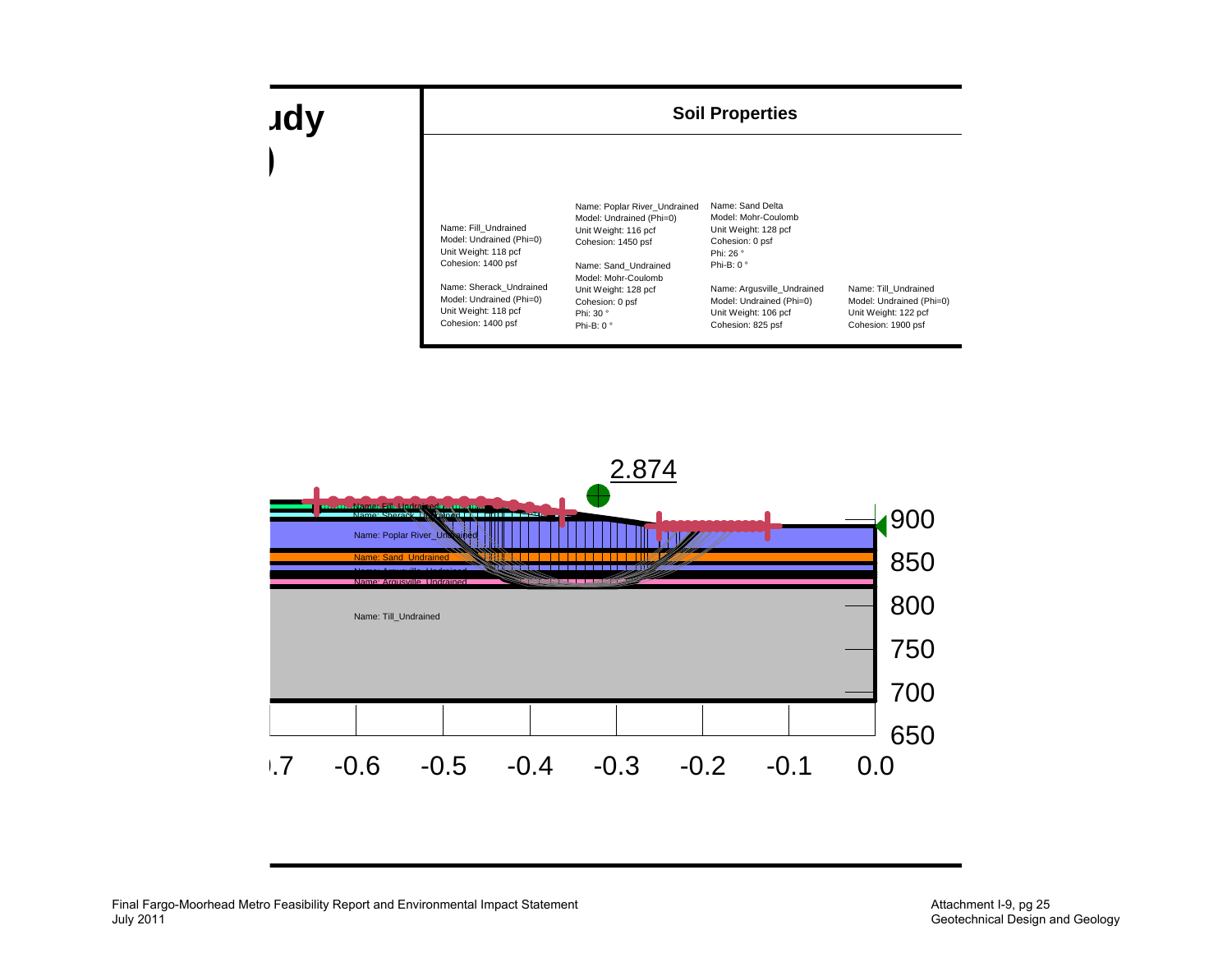udy

)

## Soil Properties

Name: Fill_Undrained
Model: Undrained (Phi=0)
Unit Weight: 118 pcf
Cohesion: 1400 psf

Name: Sherack_Undrained
Model: Undrained (Phi=0)
Unit Weight: 118 pcf
Cohesion: 1400 psf

Name: Poplar River_Undrained
Model: Undrained (Phi=0)
Unit Weight: 116 pcf
Cohesion: 1450 psf

Name: Sand_Undrained
Model: Mohr-Coulomb
Unit Weight: 128 pcf
Cohesion: 0 psf
Phi: 30 °
Phi-B: 0 °

Name: Sand Delta
Model: Mohr-Coulomb
Unit Weight: 128 pcf
Cohesion: 0 psf
Phi: 26 °
Phi-B: 0 °

Name: Argusville_Undrained
Model: Undrained (Phi=0)
Unit Weight: 106 pcf
Cohesion: 825 psf

Name: Till_Undrained
Model: Undrained (Phi=0)
Unit Weight: 122 pcf
Cohesion: 1900 psf

2.874

Name: Fill_Undrained
Name: Sherack_Undrained
Name: Poplar River_Undrained
Name: Sand_Undrained
Name: Argusville_Undrained
Name: Argusville_Undrained
Name: Till_Undrained

900
850
800
750
700
650

-0.7 -0.6 -0.5 -0.4 -0.3 -0.2 -0.1 0.0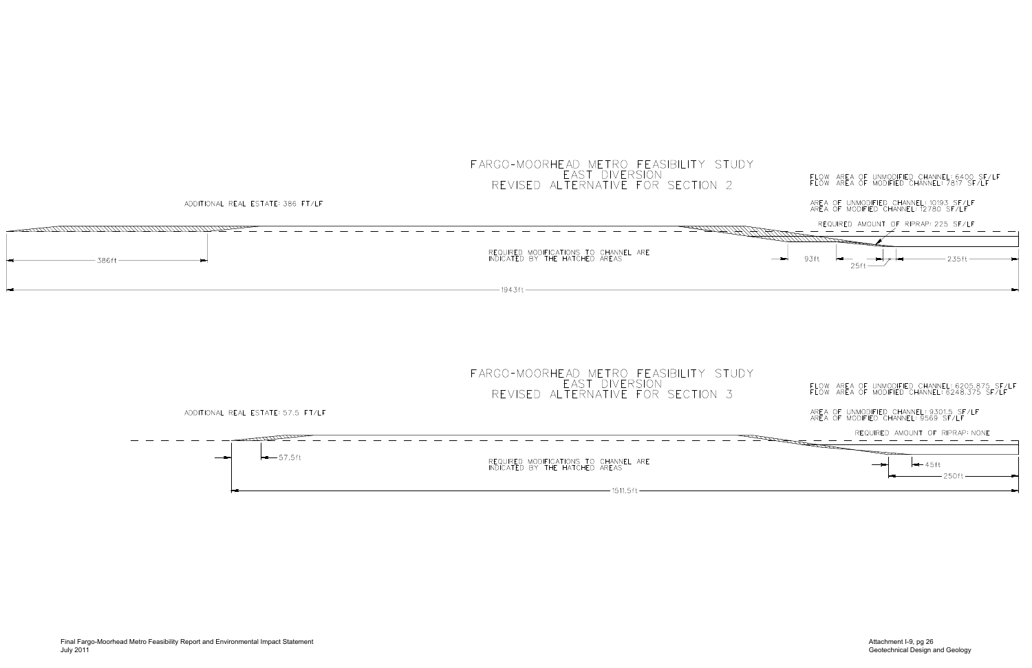# FARGO-MOORHEAD METRO FEASIBILITY STUDY
## EAST DIVERSION
## REVISED ALTERNATIVE FOR SECTION 2

FLOW AREA OF UNMODIFIED CHANNEL: 6400 SF/LF
FLOW AREA OF MODIFIED CHANNEL: 7817 SF/LF

AREA OF UNMODIFIED CHANNEL: 10193 SF/LF
AREA OF MODIFIED CHANNEL: 12780 SF/LF

REQUIRED AMOUNT OF RIPRAP: 225 SF/LF

ADDITIONAL REAL ESTATE: 386 FT/LF

REQUIRED MODIFICATIONS TO CHANNEL ARE INDICATED BY THE HATCHED AREAS

386ft

93ft

25ft

235ft

1943ft

# FARGO-MOORHEAD METRO FEASIBILITY STUDY
## EAST DIVERSION
## REVISED ALTERNATIVE FOR SECTION 3

FLOW AREA OF UNMODIFIED CHANNEL: 6205.875 SF/LF
FLOW AREA OF MODIFIED CHANNEL: 6248.375 SF/LF

AREA OF UNMODIFIED CHANNEL: 9301.5 SF/LF
AREA OF MODIFIED CHANNEL: 9569 SF/LF

REQUIRED AMOUNT OF RIPRAP: NONE

ADDITIONAL REAL ESTATE: 57.5 FT/LF

REQUIRED MODIFICATIONS TO CHANNEL ARE INDICATED BY THE HATCHED AREAS

57.5ft

45ft

250ft

1511.5ft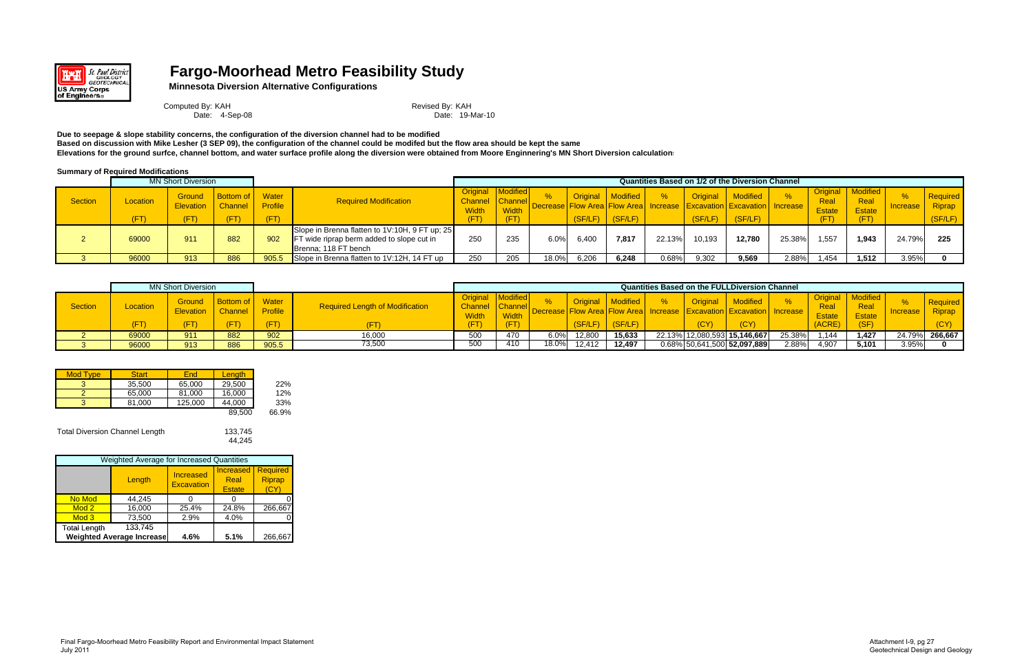# Fargo-Moorhead Metro Feasibility Study

**Minnesota Diversion Alternative Configurations**

St. Paul District Geology Geotechnical US Army Corps of Engineers

Computed By: KAH
Date: 4-Sep-08

Revised By: KAH
Date: 19-Mar-10

**Due to seepage & slope stability concerns, the configuration of the diversion channel had to be modified**
**Based on discussion with Mike Lesher (3 SEP 09), the configuration of the channel could be modifed but the flow area should be kept the same**
**Elevations for the ground surfce, channel bottom, and water surface profile along the diversion were obtained from Moore Enginnering's MN Short Diversion calculations**

**Summary of Required Modifications**

| | MN Short Diversion | | | | | Quantities Based on 1/2 of the Diversion Channel | | | | | | | | | | | | | |
|---|---|---|---|---|---|---|---|---|---|---|---|---|---|---|---|---|---|---|---|
| Section | Location (FT) | Ground Elevation (FT) | Bottom of Channel (FT) | Water Profile (FT) | Required Modification | Original Channel Width (FT) | Modified Channel Width (FT) | % Decrease | Original Flow Area (SF/LF) | Modified Flow Area (SF/LF) | % Increase | Original Excavation (SF/LF) | Modified Excavation (SF/LF) | % Increase | Original Real Estate (FT) | Modified Real Estate (FT) | % Increase | Required Riprap (SF/LF) |
| 2 | 69000 | 911 | 882 | 902 | Slope in Brenna flatten to 1V:10H, 9 FT up; 25 FT wide riprap berm added to slope cut in Brenna; 118 FT bench | 250 | 235 | 6.0% | 6,400 | **7,817** | 22.13% | 10,193 | **12,780** | 25.38% | 1,557 | **1,943** | 24.79% | **225** |
| 3 | 96000 | 913 | 886 | 905.5 | Slope in Brenna flatten to 1V:12H, 14 FT up | 250 | 205 | 18.0% | 6,206 | **6,248** | 0.68% | 9,302 | **9,569** | 2.88% | 1,454 | **1,512** | 3.95% | **0** |

| | MN Short Diversion | | | | | Quantities Based on the FULLDiversion Channel | | | | | | | | | | | | |
|---|---|---|---|---|---|---|---|---|---|---|---|---|---|---|---|---|---|---|
| Section | Location (FT) | Ground Elevation (FT) | Bottom of Channel (FT) | Water Profile (FT) | Required Length of Modification (FT) | Original Channel Width (FT) | Modified Channel Width (FT) | % Decrease | Original Flow Area (SF/LF) | Modified Flow Area (SF/LF) | % Increase | Original Excavation (CY) | Modified Excavation (CY) | % Increase | Original Real Estate (ACRE) | Modified Real Estate (SF) | % Increase | Required Riprap (CY) |
| 2 | 69000 | 911 | 882 | 902 | 16,000 | 500 | 470 | 6.0% | 12,800 | **15,633** | 22.13% | 12,080,593 | **15,146,667** | 25.38% | 1,144 | **1,427** | 24.79% | **266,667** |
| 3 | 96000 | 913 | 886 | 905.5 | 73,500 | 500 | 410 | 18.0% | 12,412 | **12,497** | 0.68% | 50,641,500 | **52,097,889** | 2.88% | 4,907 | **5,101** | 3.95% | **0** |

| Mod Type | Start | End | Length | |
|---|---|---|---|---|
| 3 | 35,500 | 65,000 | 29,500 | 22% |
| 2 | 65,000 | 81,000 | 16,000 | 12% |
| 3 | 81,000 | 125,000 | 44,000 | 33% |
| | | | 89,500 | 66.9% |

Total Diversion Channel Length 133,745
44,245

| Weighted Average for Increased Quantities | | | | |
|---|---|---|---|---|
| | Length | Increased Excavation | Increased Real Estate | Required Riprap (CY) |
| No Mod | 44,245 | 0 | 0 | 0 |
| Mod 2 | 16,000 | 25.4% | 24.8% | 266,667 |
| Mod 3 | 73,500 | 2.9% | 4.0% | 0 |
| Total Length | 133,745 | | | |
| **Weighted Average Increase** | | **4.6%** | **5.1%** | 266,667 |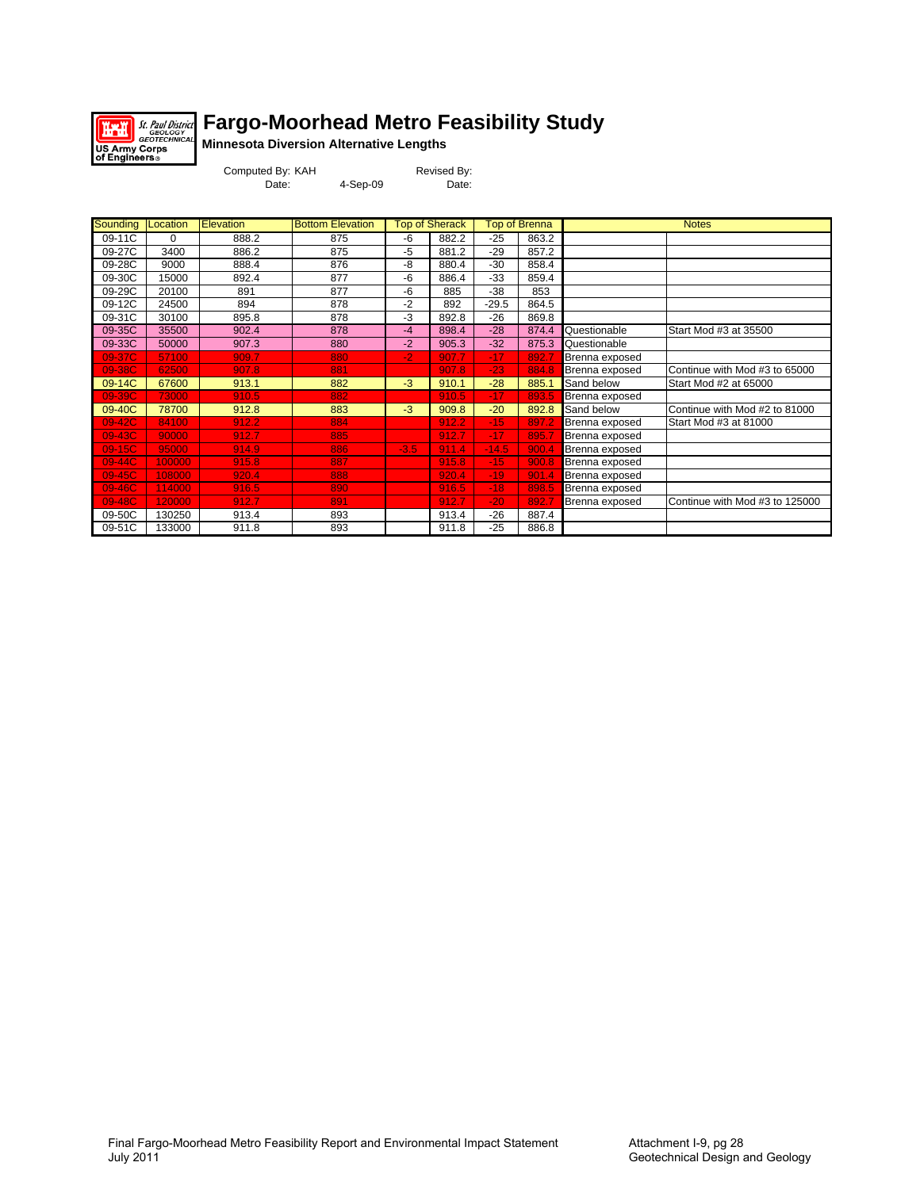# Fargo-Moorhead Metro Feasibility Study

**Minnesota Diversion Alternative Lengths**

Computed By: KAH  
Date: 4-Sep-09

Revised By:  
Date:

| Sounding | Location | Elevation | Bottom Elevation | Top of Sherack | | Top of Brenna | | Notes | |
|---|---|---|---|---|---|---|---|---|---|
| 09-11C | 0 | 888.2 | 875 | -6 | 882.2 | -25 | 863.2 | | |
| 09-27C | 3400 | 886.2 | 875 | -5 | 881.2 | -29 | 857.2 | | |
| 09-28C | 9000 | 888.4 | 876 | -8 | 880.4 | -30 | 858.4 | | |
| 09-30C | 15000 | 892.4 | 877 | -6 | 886.4 | -33 | 859.4 | | |
| 09-29C | 20100 | 891 | 877 | -6 | 885 | -38 | 853 | | |
| 09-12C | 24500 | 894 | 878 | -2 | 892 | -29.5 | 864.5 | | |
| 09-31C | 30100 | 895.8 | 878 | -3 | 892.8 | -26 | 869.8 | | |
| 09-35C | 35500 | 902.4 | 878 | -4 | 898.4 | -28 | 874.4 | Questionable | Start Mod #3 at 35500 |
| 09-33C | 50000 | 907.3 | 880 | -2 | 905.3 | -32 | 875.3 | Questionable | |
| 09-37C | 57100 | 909.7 | 880 | -2 | 907.7 | -17 | 892.7 | Brenna exposed | |
| 09-38C | 62500 | 907.8 | 881 | | 907.8 | -23 | 884.8 | Brenna exposed | Continue with Mod #3 to 65000 |
| 09-14C | 67600 | 913.1 | 882 | -3 | 910.1 | -28 | 885.1 | Sand below | Start Mod #2 at 65000 |
| 09-39C | 73000 | 910.5 | 882 | | 910.5 | -17 | 893.5 | Brenna exposed | |
| 09-40C | 78700 | 912.8 | 883 | -3 | 909.8 | -20 | 892.8 | Sand below | Continue with Mod #2 to 81000 |
| 09-42C | 84100 | 912.2 | 884 | | 912.2 | -15 | 897.2 | Brenna exposed | Start Mod #3 at 81000 |
| 09-43C | 90000 | 912.7 | 885 | | 912.7 | -17 | 895.7 | Brenna exposed | |
| 09-15C | 95000 | 914.9 | 886 | -3.5 | 911.4 | -14.5 | 900.4 | Brenna exposed | |
| 09-44C | 100000 | 915.8 | 887 | | 915.8 | -15 | 900.8 | Brenna exposed | |
| 09-45C | 108000 | 920.4 | 888 | | 920.4 | -19 | 901.4 | Brenna exposed | |
| 09-46C | 114000 | 916.5 | 890 | | 916.5 | -18 | 898.5 | Brenna exposed | |
| 09-48C | 120000 | 912.7 | 891 | | 912.7 | -20 | 892.7 | Brenna exposed | Continue with Mod #3 to 125000 |
| 09-50C | 130250 | 913.4 | 893 | | 913.4 | -26 | 887.4 | | |
| 09-51C | 133000 | 911.8 | 893 | | 911.8 | -25 | 886.8 | | |

Final Fargo-Moorhead Metro Feasibility Report and Environmental Impact Statement  
July 2011

Attachment I-9, pg 28  
Geotechnical Design and Geology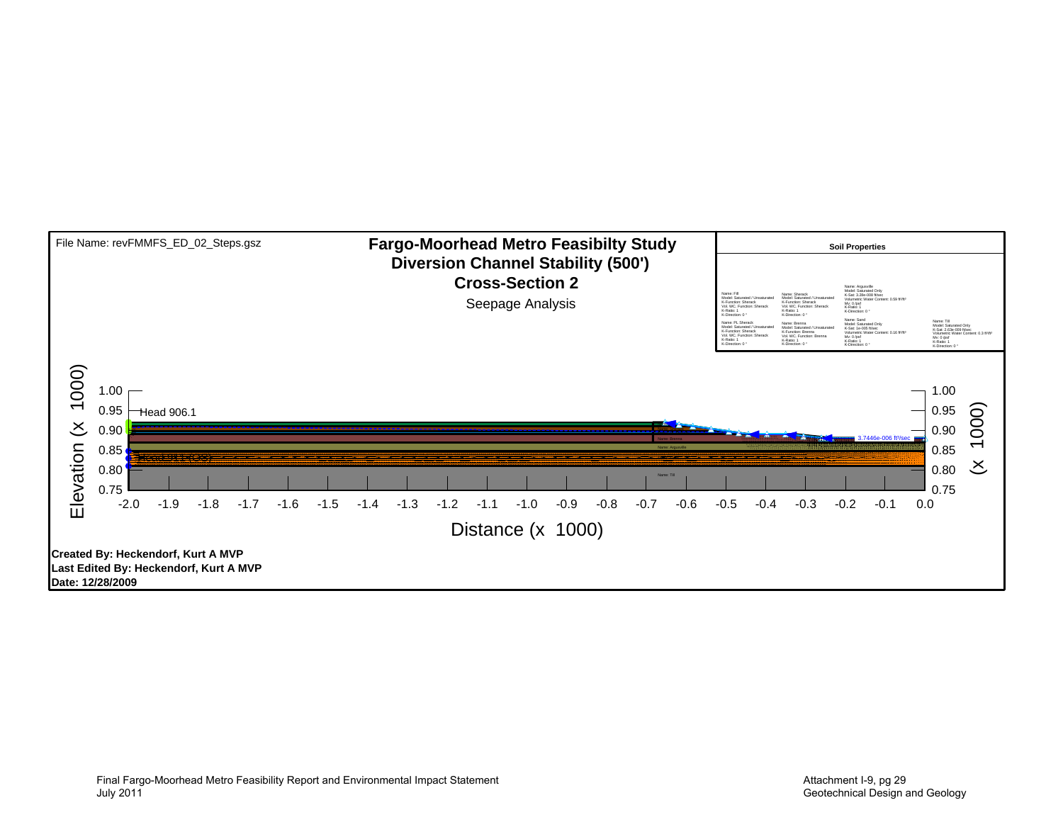File Name: revFMMFS_ED_02_Steps.gsz

# Fargo-Moorhead Metro Feasibilty Study
## Diversion Channel Stability (500')
## Cross-Section 2

Seepage Analysis

**Soil Properties**

Name: Fill
Model: Saturated / Unsaturated
K-Function: Sherack
Vol. WC. Function: Sherack
K-Ratio: 1
K-Direction: 0 °

Name: Sherack
Model: Saturated / Unsaturated
K-Function: Sherack
Vol. WC. Function: Sherack
K-Ratio: 1
K-Direction: 0 °

Name: Argusville
Model: Saturated Only
K-Sat: 3.28e-008 ft/sec
Volumetric Water Content: 0.59 ft³/ft³
Mv: 0 /psf
K-Ratio: 1
K-Direction: 0 °

Name: PL Sherack
Model: Saturated / Unsaturated
K-Function: Sherack
Vol. WC. Function: Sherack
K-Ratio: 1
K-Direction: 0 °

Name: Brenna
Model: Saturated / Unsaturated
K-Function: Brenna
Vol. WC. Function: Brenna
K-Ratio: 1
K-Direction: 0 °

Name: Sand
Model: Saturated Only
K-Sat: 1e-005 ft/sec
Volumetric Water Content: 0.16 ft³/ft³
Mv: 0 /psf
K-Ratio: 1
K-Direction: 0 °

Name: Till
Model: Saturated Only
K-Sat: 2.63e-009 ft/sec
Volumetric Water Content: 0.3 ft³/ft³
Mv: 0 /psf
K-Ratio: 1
K-Direction: 0 °

Head 906.1

Head 911 (OS)

3.7446e-006 ft³/sec

Name: Brenna

Name: Argusville

Name: Till

Elevation (x 1000)

Distance (x 1000)

**Created By: Heckendorf, Kurt A MVP**
**Last Edited By: Heckendorf, Kurt A MVP**
**Date: 12/28/2009**

Final Fargo-Moorhead Metro Feasibility Report and Environmental Impact Statement
July 2011

Attachment I-9, pg 29
Geotechnical Design and Geology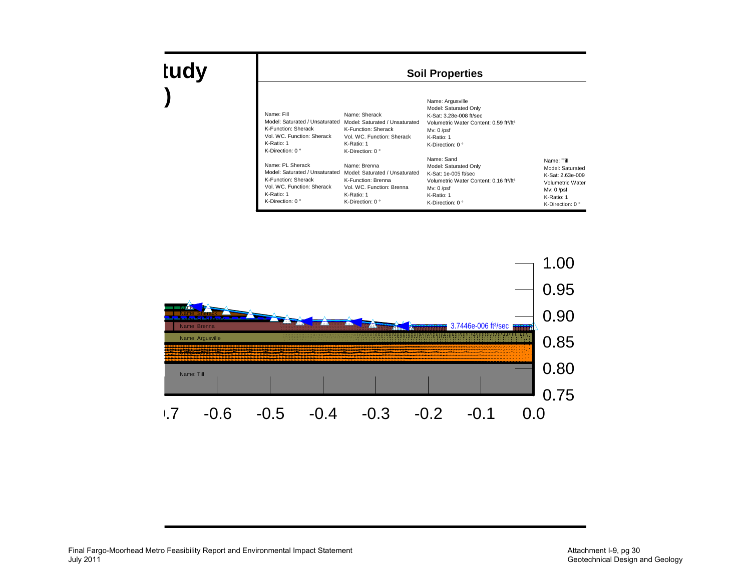**tudy**

**)**

## Soil Properties

Name: Fill
Model: Saturated / Unsaturated
K-Function: Sherack
Vol. WC. Function: Sherack
K-Ratio: 1
K-Direction: 0 °

Name: Sherack
Model: Saturated / Unsaturated
K-Function: Sherack
Vol. WC. Function: Sherack
K-Ratio: 1
K-Direction: 0 °

Name: Argusville
Model: Saturated Only
K-Sat: 3.28e-008 ft/sec
Volumetric Water Content: 0.59 ft³/ft³
Mv: 0 /psf
K-Ratio: 1
K-Direction: 0 °

Name: PL Sherack
Model: Saturated / Unsaturated
K-Function: Sherack
Vol. WC. Function: Sherack
K-Ratio: 1
K-Direction: 0 °

Name: Brenna
Model: Saturated / Unsaturated
K-Function: Brenna
Vol. WC. Function: Brenna
K-Ratio: 1
K-Direction: 0 °

Name: Sand
Model: Saturated Only
K-Sat: 1e-005 ft/sec
Volumetric Water Content: 0.16 ft³/ft³
Mv: 0 /psf
K-Ratio: 1
K-Direction: 0 °

Name: Till
Model: Saturated
K-Sat: 2.63e-009
Volumetric Water
Mv: 0 /psf
K-Ratio: 1
K-Direction: 0 °

Name: Sherack
Name: Brenna
Name: Argusville
Name: Sand
Name: Till

3.7446e-006 ft³/sec

1.00
0.95
0.90
0.85
0.80
0.75

-0.7 -0.6 -0.5 -0.4 -0.3 -0.2 -0.1 0.0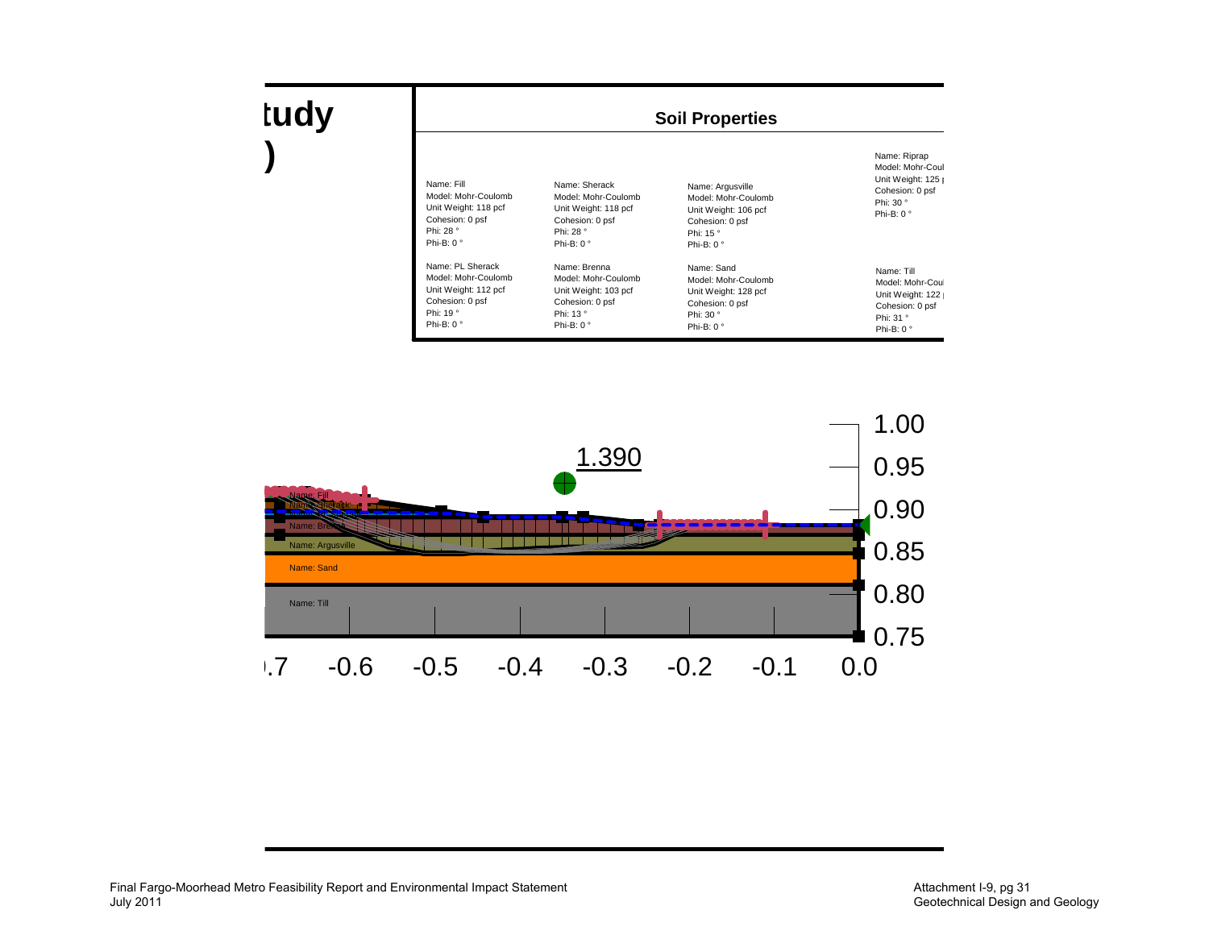tudy

)

## Soil Properties

| | | | |
|---|---|---|---|
| Name: Fill<br>Model: Mohr-Coulomb<br>Unit Weight: 118 pcf<br>Cohesion: 0 psf<br>Phi: 28 °<br>Phi-B: 0 ° | Name: Sherack<br>Model: Mohr-Coulomb<br>Unit Weight: 118 pcf<br>Cohesion: 0 psf<br>Phi: 28 °<br>Phi-B: 0 ° | Name: Argusville<br>Model: Mohr-Coulomb<br>Unit Weight: 106 pcf<br>Cohesion: 0 psf<br>Phi: 15 °<br>Phi-B: 0 ° | Name: Riprap<br>Model: Mohr-Coul<br>Unit Weight: 125 p<br>Cohesion: 0 psf<br>Phi: 30 °<br>Phi-B: 0 ° |
| Name: PL Sherack<br>Model: Mohr-Coulomb<br>Unit Weight: 112 pcf<br>Cohesion: 0 psf<br>Phi: 19 °<br>Phi-B: 0 ° | Name: Brenna<br>Model: Mohr-Coulomb<br>Unit Weight: 103 pcf<br>Cohesion: 0 psf<br>Phi: 13 °<br>Phi-B: 0 ° | Name: Sand<br>Model: Mohr-Coulomb<br>Unit Weight: 128 pcf<br>Cohesion: 0 psf<br>Phi: 30 °<br>Phi-B: 0 ° | Name: Till<br>Model: Mohr-Coul<br>Unit Weight: 122 p<br>Cohesion: 0 psf<br>Phi: 31 °<br>Phi-B: 0 ° |

1.390

Name: Fill
Name: Sherack
Name: Brenna
Name: Argusville
Name: Sand
Name: Till

1.00
0.95
0.90
0.85
0.80
0.75

.7 -0.6 -0.5 -0.4 -0.3 -0.2 -0.1 0.0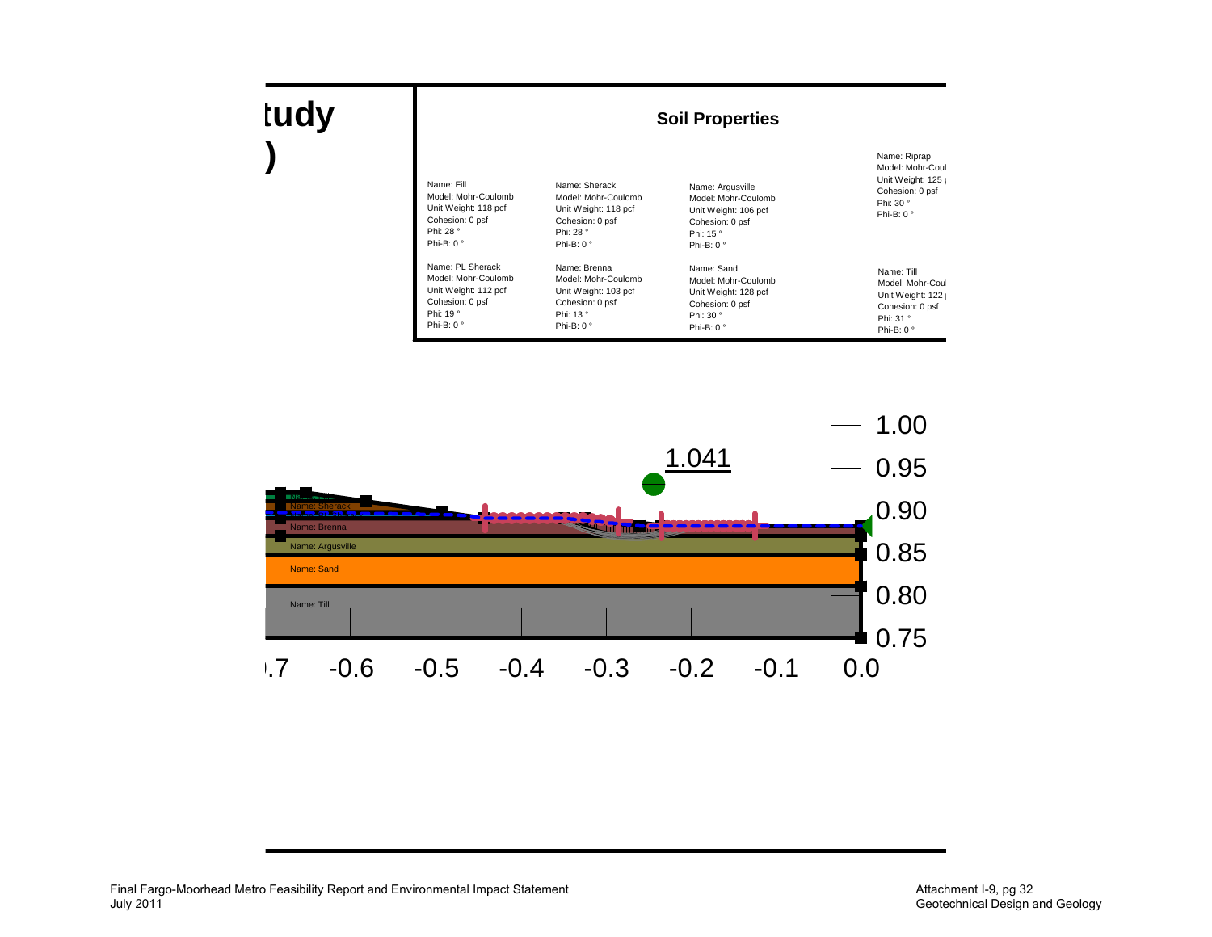tudy

)

## Soil Properties

Name: Fill
Model: Mohr-Coulomb
Unit Weight: 118 pcf
Cohesion: 0 psf
Phi: 28 °
Phi-B: 0 °

Name: Sherack
Model: Mohr-Coulomb
Unit Weight: 118 pcf
Cohesion: 0 psf
Phi: 28 °
Phi-B: 0 °

Name: Argusville
Model: Mohr-Coulomb
Unit Weight: 106 pcf
Cohesion: 0 psf
Phi: 15 °
Phi-B: 0 °

Name: Riprap
Model: Mohr-Coul
Unit Weight: 125 p
Cohesion: 0 psf
Phi: 30 °
Phi-B: 0 °

Name: PL Sherack
Model: Mohr-Coulomb
Unit Weight: 112 pcf
Cohesion: 0 psf
Phi: 19 °
Phi-B: 0 °

Name: Brenna
Model: Mohr-Coulomb
Unit Weight: 103 pcf
Cohesion: 0 psf
Phi: 13 °
Phi-B: 0 °

Name: Sand
Model: Mohr-Coulomb
Unit Weight: 128 pcf
Cohesion: 0 psf
Phi: 30 °
Phi-B: 0 °

Name: Till
Model: Mohr-Coul
Unit Weight: 122 p
Cohesion: 0 psf
Phi: 31 °
Phi-B: 0 °

1.041

Name: Sherack

Name: Brenna

Name: Argusville

Name: Sand

Name: Till

1.00
0.95
0.90
0.85
0.80
0.75

.7 -0.6 -0.5 -0.4 -0.3 -0.2 -0.1 0.0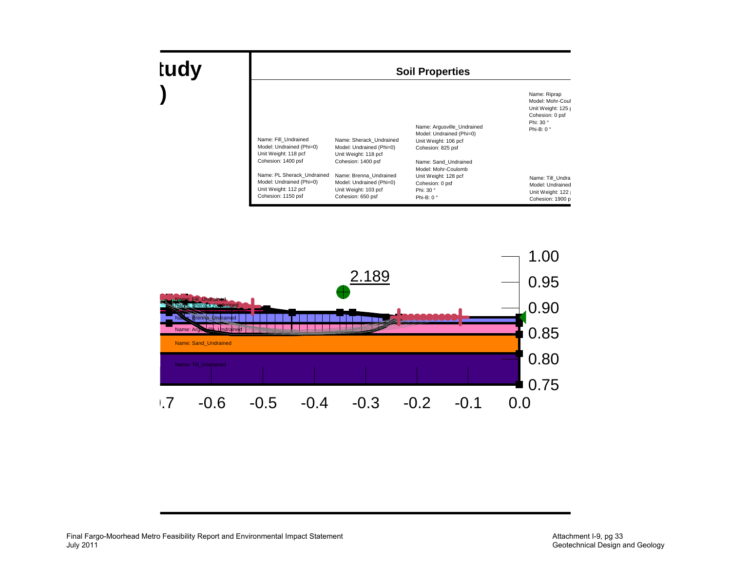tudy

)

## Soil Properties

Name: Fill_Undrained
Model: Undrained (Phi=0)
Unit Weight: 118 pcf
Cohesion: 1400 psf

Name: PL Sherack_Undrained
Model: Undrained (Phi=0)
Unit Weight: 112 pcf
Cohesion: 1150 psf

Name: Sherack_Undrained
Model: Undrained (Phi=0)
Unit Weight: 118 pcf
Cohesion: 1400 psf

Name: Brenna_Undrained
Model: Undrained (Phi=0)
Unit Weight: 103 pcf
Cohesion: 650 psf

Name: Argusville_Undrained
Model: Undrained (Phi=0)
Unit Weight: 106 pcf
Cohesion: 825 psf

Name: Sand_Undrained
Model: Mohr-Coulomb
Unit Weight: 128 pcf
Cohesion: 0 psf
Phi: 30 °
Phi-B: 0 °

Name: Riprap
Model: Mohr-Coul
Unit Weight: 125 p
Cohesion: 0 psf
Phi: 30 °
Phi-B: 0 °

Name: Till_Undra
Model: Undrained
Unit Weight: 122 p
Cohesion: 1900 p

2.189

Name: Fill_Undrained
Name: Sherack_Undrained
Name: Brenna_Undrained
Name: Argusville_Undrained
Name: Sand_Undrained
Name: Till_Undrained

1.00
0.95
0.90
0.85
0.80
0.75

.7 -0.6 -0.5 -0.4 -0.3 -0.2 -0.1 0.0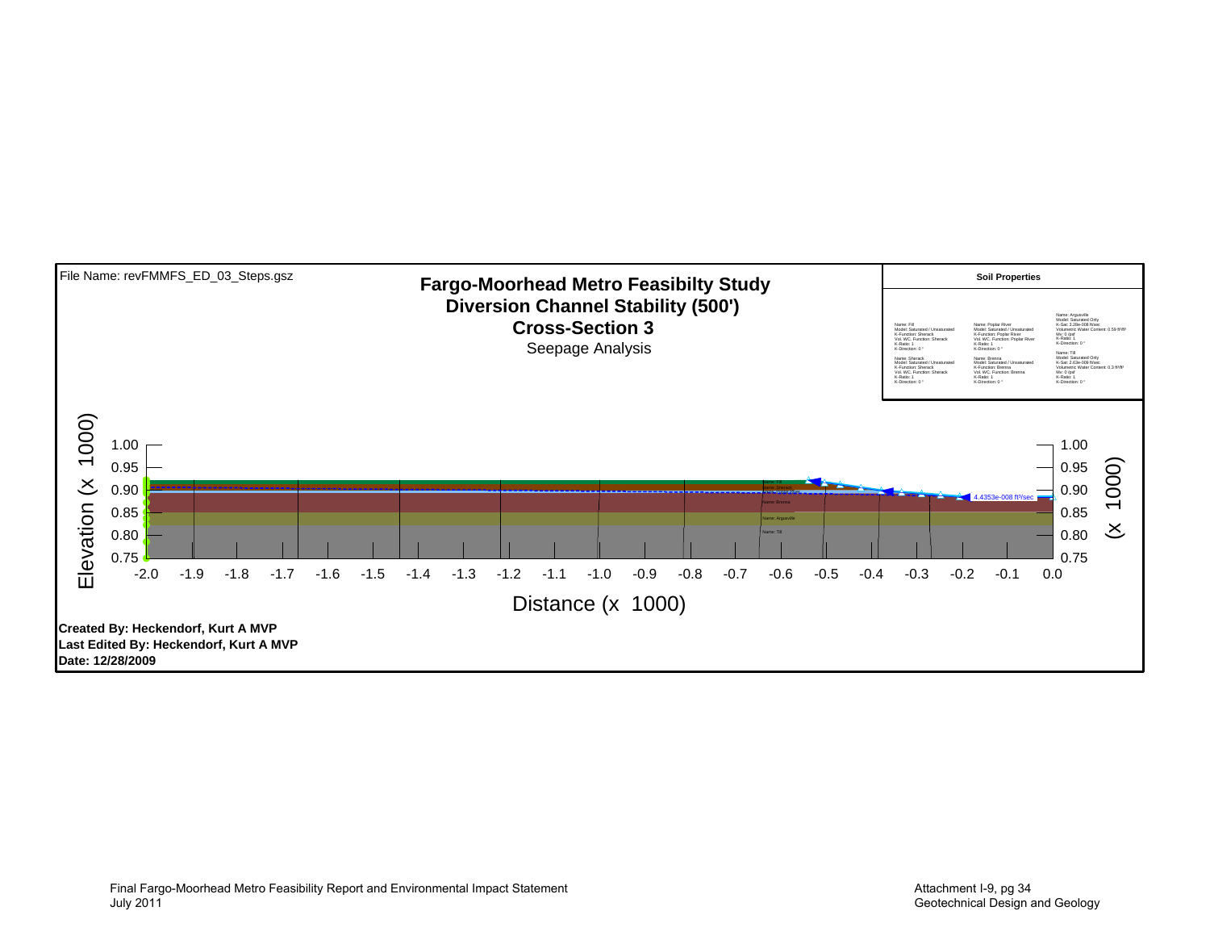File Name: revFMMFS_ED_03_Steps.gsz

# Fargo-Moorhead Metro Feasibilty Study
## Diversion Channel Stability (500')
## Cross-Section 3
Seepage Analysis

**Soil Properties**

| | | |
|---|---|---|
| Name: Fill<br>Model: Saturated / Unsaturated<br>K-Function: Sherack<br>Vol. WC. Function: Sherack<br>K-Ratio: 1<br>K-Direction: 0 ° | Name: Poplar River<br>Model: Saturated / Unsaturated<br>K-Function: Poplar River<br>Vol. WC. Function: Poplar River<br>K-Ratio: 1<br>K-Direction: 0 ° | Name: Argusville<br>Model: Saturated Only<br>K-Sat: 3.28e-008 ft/sec<br>Volumetric Water Content: 0.59 ft³/ft³<br>Mv: 0 /psf<br>K-Ratio: 1<br>K-Direction: 0 ° |
| Name: Sherack<br>Model: Saturated / Unsaturated<br>K-Function: Sherack<br>Vol. WC. Function: Sherack<br>K-Ratio: 1<br>K-Direction: 0 ° | Name: Brenna<br>Model: Saturated / Unsaturated<br>K-Function: Brenna<br>Vol. WC. Function: Brenna<br>K-Ratio: 1<br>K-Direction: 0 ° | Name: Till<br>Model: Saturated Only<br>K-Sat: 2.63e-009 ft/sec<br>Volumetric Water Content: 0.3 ft³/ft³<br>Mv: 0 /psf<br>K-Ratio: 1<br>K-Direction: 0 ° |

Elevation (x 1000)

Distance (x 1000)

4.4353e-008 ft³/sec

**Created By: Heckendorf, Kurt A MVP**
**Last Edited By: Heckendorf, Kurt A MVP**
**Date: 12/28/2009**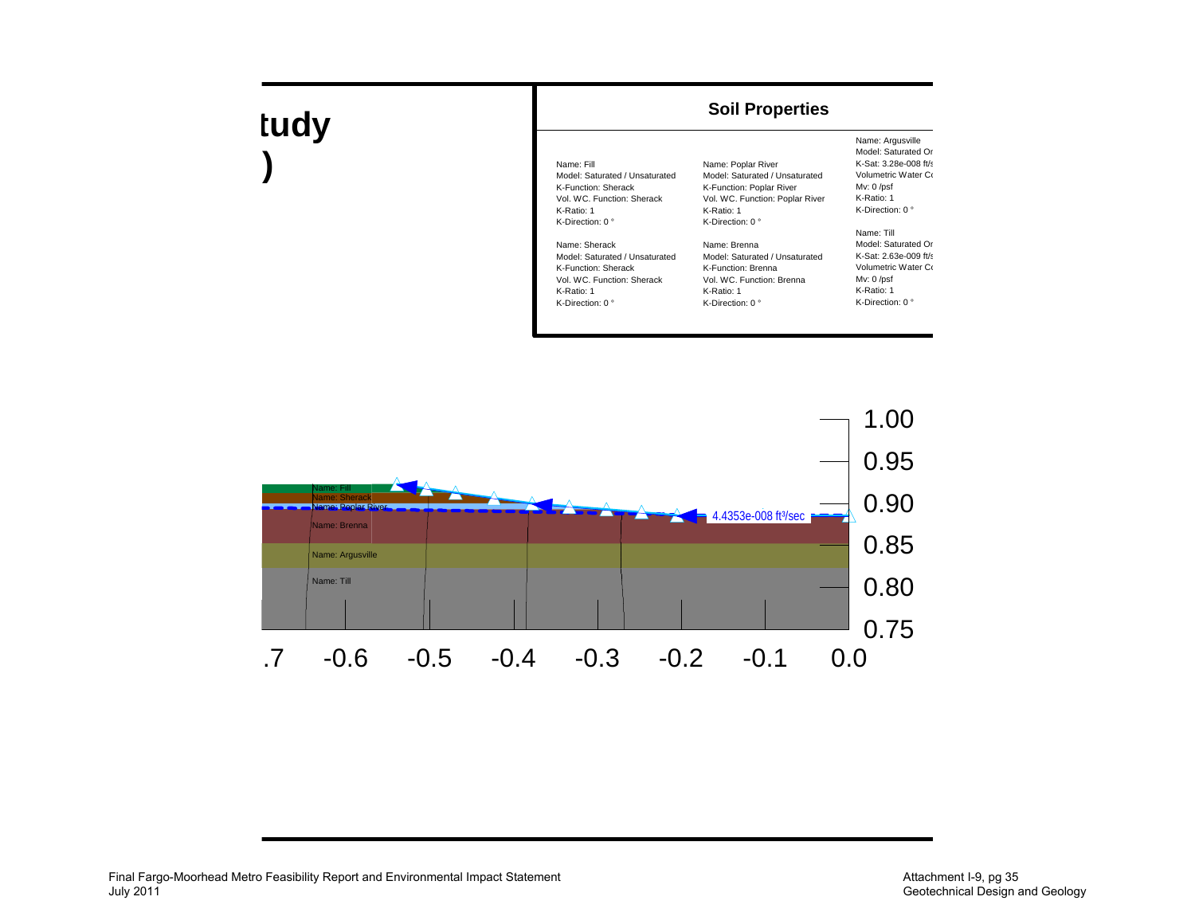tudy

)

## Soil Properties

Name: Fill
Model: Saturated / Unsaturated
K-Function: Sherack
Vol. WC. Function: Sherack
K-Ratio: 1
K-Direction: 0 °

Name: Sherack
Model: Saturated / Unsaturated
K-Function: Sherack
Vol. WC. Function: Sherack
K-Ratio: 1
K-Direction: 0 °

Name: Poplar River
Model: Saturated / Unsaturated
K-Function: Poplar River
Vol. WC. Function: Poplar River
K-Ratio: 1
K-Direction: 0 °

Name: Brenna
Model: Saturated / Unsaturated
K-Function: Brenna
Vol. WC. Function: Brenna
K-Ratio: 1
K-Direction: 0 °

Name: Argusville
Model: Saturated Or
K-Sat: 3.28e-008 ft/s
Volumetric Water Co
Mv: 0 /psf
K-Ratio: 1
K-Direction: 0 °

Name: Till
Model: Saturated Or
K-Sat: 2.63e-009 ft/s
Volumetric Water Co
Mv: 0 /psf
K-Ratio: 1
K-Direction: 0 °

Name: Fill
Name: Sherack
Name: Poplar River
Name: Brenna
Name: Argusville
Name: Till

4.4353e-008 ft³/sec

1.00
0.95
0.90
0.85
0.80
0.75

.7 -0.6 -0.5 -0.4 -0.3 -0.2 -0.1 0.0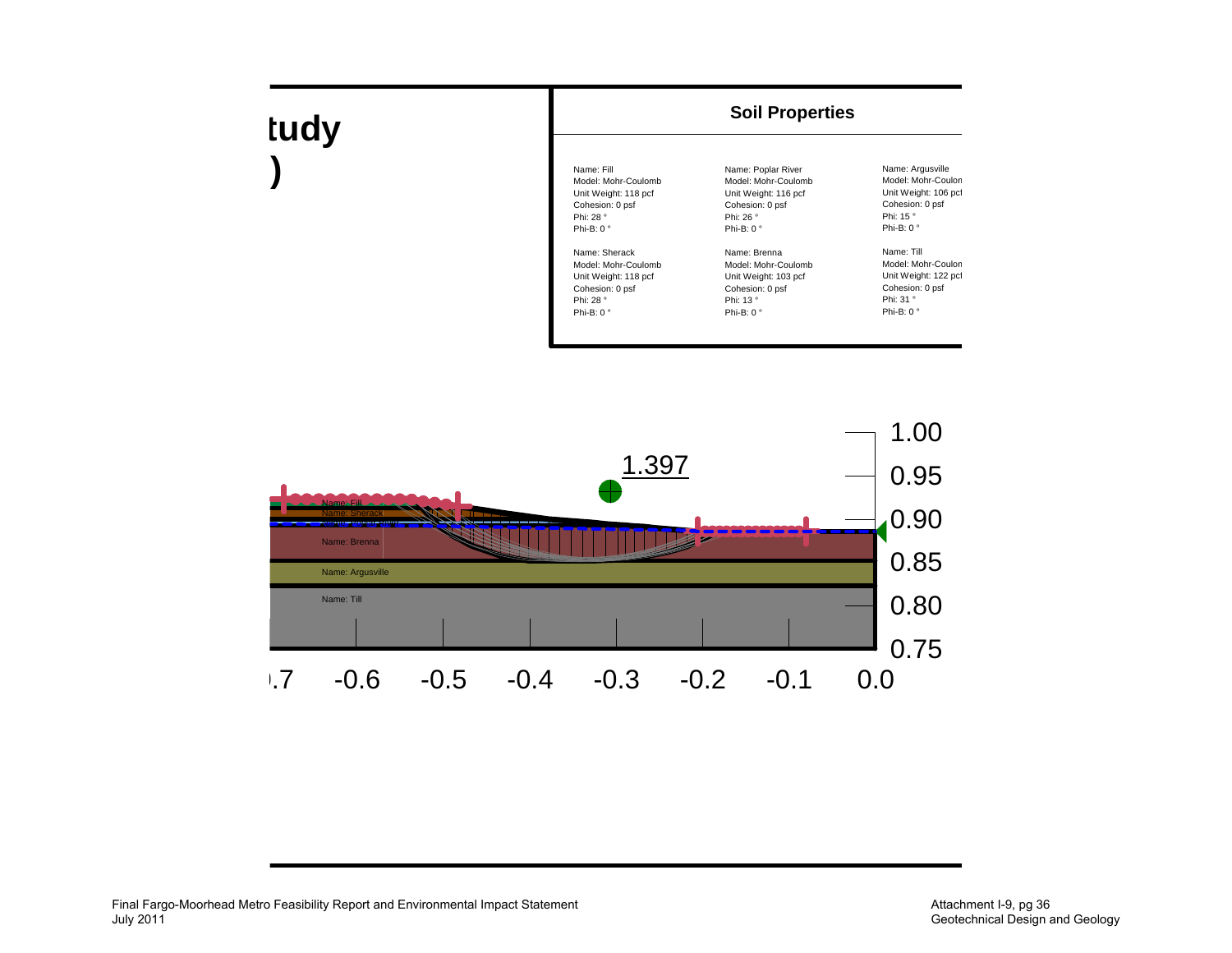tudy

)

## Soil Properties

| Name: Fill | Name: Poplar River | Name: Argusville |
|---|---|---|
| Model: Mohr-Coulomb | Model: Mohr-Coulomb | Model: Mohr-Coulon |
| Unit Weight: 118 pcf | Unit Weight: 116 pcf | Unit Weight: 106 pcf |
| Cohesion: 0 psf | Cohesion: 0 psf | Cohesion: 0 psf |
| Phi: 28 ° | Phi: 26 ° | Phi: 15 ° |
| Phi-B: 0 ° | Phi-B: 0 ° | Phi-B: 0 ° |

| Name: Sherack | Name: Brenna | Name: Till |
|---|---|---|
| Model: Mohr-Coulomb | Model: Mohr-Coulomb | Model: Mohr-Coulon |
| Unit Weight: 118 pcf | Unit Weight: 103 pcf | Unit Weight: 122 pcf |
| Cohesion: 0 psf | Cohesion: 0 psf | Cohesion: 0 psf |
| Phi: 28 ° | Phi: 13 ° | Phi: 31 ° |
| Phi-B: 0 ° | Phi-B: 0 ° | Phi-B: 0 ° |

1.397

Name: Fill
Name: Sherack
Name: Brenna
Name: Argusville
Name: Till

1.00
0.95
0.90
0.85
0.80
0.75

-0.7 -0.6 -0.5 -0.4 -0.3 -0.2 -0.1 0.0

Final Fargo-Moorhead Metro Feasibility Report and Environmental Impact Statement
July 2011

Attachment I-9, pg 36
Geotechnical Design and Geology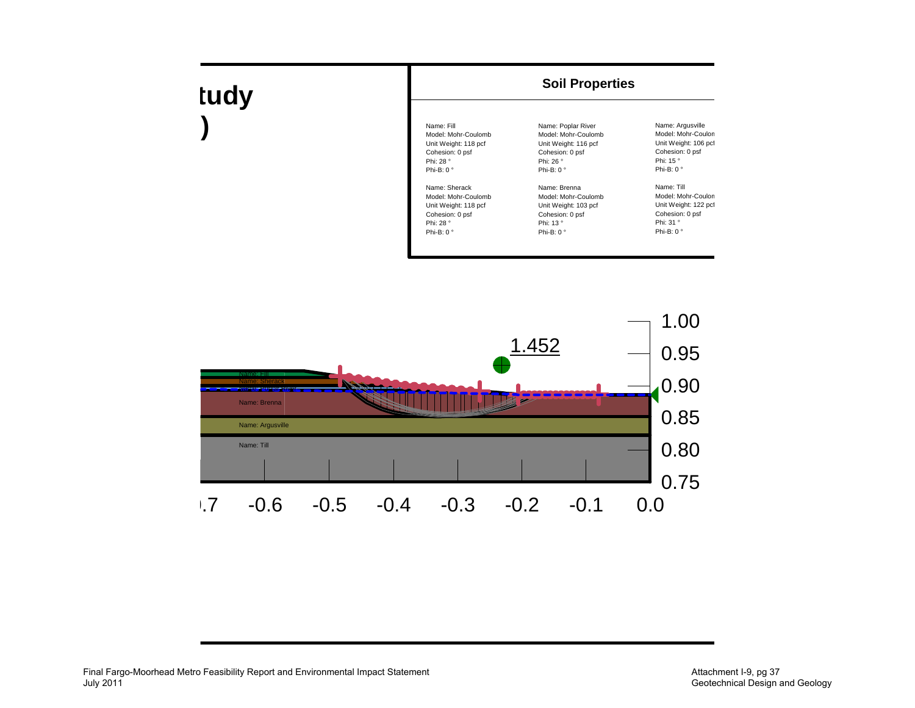tudy

)

## Soil Properties

| | | |
|---|---|---|
| Name: Fill<br>Model: Mohr-Coulomb<br>Unit Weight: 118 pcf<br>Cohesion: 0 psf<br>Phi: 28 °<br>Phi-B: 0 ° | Name: Poplar River<br>Model: Mohr-Coulomb<br>Unit Weight: 116 pcf<br>Cohesion: 0 psf<br>Phi: 26 °<br>Phi-B: 0 ° | Name: Argusville<br>Model: Mohr-Coulon<br>Unit Weight: 106 pcf<br>Cohesion: 0 psf<br>Phi: 15 °<br>Phi-B: 0 ° |
| Name: Sherack<br>Model: Mohr-Coulomb<br>Unit Weight: 118 pcf<br>Cohesion: 0 psf<br>Phi: 28 °<br>Phi-B: 0 ° | Name: Brenna<br>Model: Mohr-Coulomb<br>Unit Weight: 103 pcf<br>Cohesion: 0 psf<br>Phi: 13 °<br>Phi-B: 0 ° | Name: Till<br>Model: Mohr-Coulon<br>Unit Weight: 122 pcf<br>Cohesion: 0 psf<br>Phi: 31 °<br>Phi-B: 0 ° |

1.452

Name: Fill
Name: Sherack
Name: Poplar River
Name: Brenna
Name: Argusville
Name: Till

1.00
0.95
0.90
0.85
0.80
0.75

-0.7 -0.6 -0.5 -0.4 -0.3 -0.2 -0.1 0.0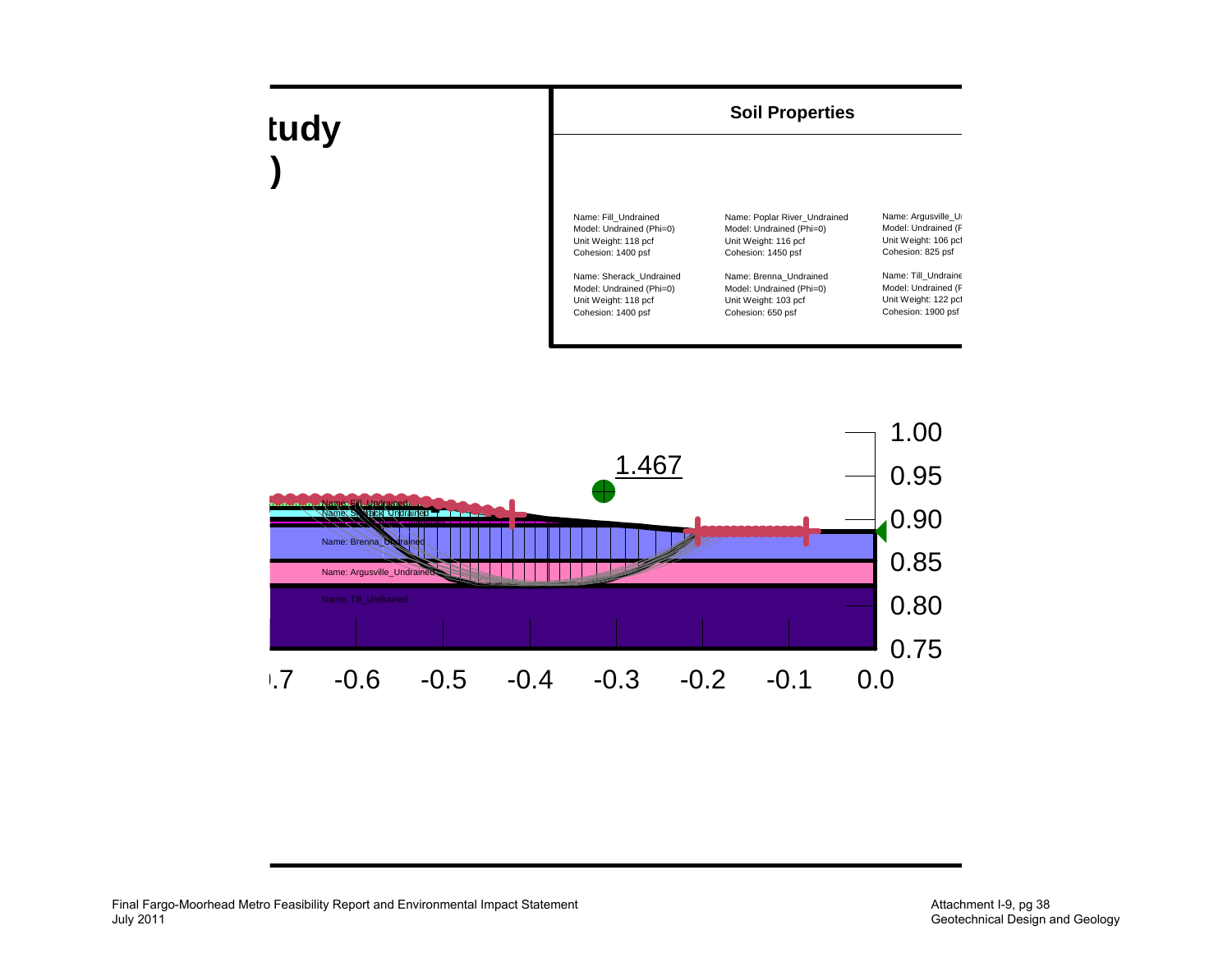**tudy**

**)**

**Soil Properties**

Name: Fill_Undrained
Model: Undrained (Phi=0)
Unit Weight: 118 pcf
Cohesion: 1400 psf

Name: Poplar River_Undrained
Model: Undrained (Phi=0)
Unit Weight: 116 pcf
Cohesion: 1450 psf

Name: Argusville_U
Model: Undrained (F
Unit Weight: 106 pcf
Cohesion: 825 psf

Name: Sherack_Undrained
Model: Undrained (Phi=0)
Unit Weight: 118 pcf
Cohesion: 1400 psf

Name: Brenna_Undrained
Model: Undrained (Phi=0)
Unit Weight: 103 pcf
Cohesion: 650 psf

Name: Till_Undraine
Model: Undrained (F
Unit Weight: 122 pcf
Cohesion: 1900 psf

1.467

Name: Fill_Undrained
Name: Sherack_Undrained
Name: Brenna_Undrained
Name: Argusville_Undrained
Name: Till_Undrained

1.00
0.95
0.90
0.85
0.80
0.75

.7 -0.6 -0.5 -0.4 -0.3 -0.2 -0.1 0.0

Final Fargo-Moorhead Metro Feasibility Report and Environmental Impact Statement
July 2011

Attachment I-9, pg 38
Geotechnical Design and Geology